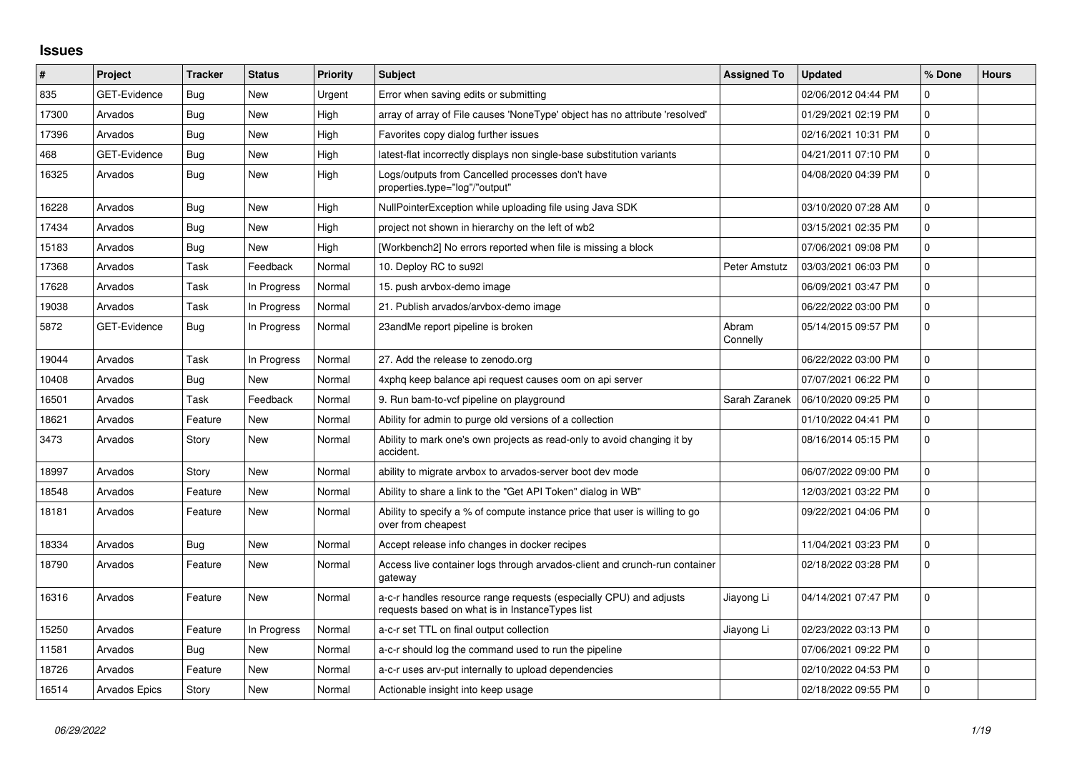## Issues

| # | Project | Tracker | Status | Priority | Subject | Assigned To | Updated | % Done | Hours |
|---|---|---|---|---|---|---|---|---|---|
| 835 | GET-Evidence | Bug | New | Urgent | Error when saving edits or submitting | | 02/06/2012 04:44 PM | 0 | |
| 17300 | Arvados | Bug | New | High | array of array of File causes 'NoneType' object has no attribute 'resolved' | | 01/29/2021 02:19 PM | 0 | |
| 17396 | Arvados | Bug | New | High | Favorites copy dialog further issues | | 02/16/2021 10:31 PM | 0 | |
| 468 | GET-Evidence | Bug | New | High | latest-flat incorrectly displays non single-base substitution variants | | 04/21/2011 07:10 PM | 0 | |
| 16325 | Arvados | Bug | New | High | Logs/outputs from Cancelled processes don't have properties.type="log"/"output" | | 04/08/2020 04:39 PM | 0 | |
| 16228 | Arvados | Bug | New | High | NullPointerException while uploading file using Java SDK | | 03/10/2020 07:28 AM | 0 | |
| 17434 | Arvados | Bug | New | High | project not shown in hierarchy on the left of wb2 | | 03/15/2021 02:35 PM | 0 | |
| 15183 | Arvados | Bug | New | High | [Workbench2] No errors reported when file is missing a block | | 07/06/2021 09:08 PM | 0 | |
| 17368 | Arvados | Task | Feedback | Normal | 10. Deploy RC to su92l | Peter Amstutz | 03/03/2021 06:03 PM | 0 | |
| 17628 | Arvados | Task | In Progress | Normal | 15. push arvbox-demo image | | 06/09/2021 03:47 PM | 0 | |
| 19038 | Arvados | Task | In Progress | Normal | 21. Publish arvados/arvbox-demo image | | 06/22/2022 03:00 PM | 0 | |
| 5872 | GET-Evidence | Bug | In Progress | Normal | 23andMe report pipeline is broken | Abram Connelly | 05/14/2015 09:57 PM | 0 | |
| 19044 | Arvados | Task | In Progress | Normal | 27. Add the release to zenodo.org | | 06/22/2022 03:00 PM | 0 | |
| 10408 | Arvados | Bug | New | Normal | 4xphq keep balance api request causes oom on api server | | 07/07/2021 06:22 PM | 0 | |
| 16501 | Arvados | Task | Feedback | Normal | 9. Run bam-to-vcf pipeline on playground | Sarah Zaranek | 06/10/2020 09:25 PM | 0 | |
| 18621 | Arvados | Feature | New | Normal | Ability for admin to purge old versions of a collection | | 01/10/2022 04:41 PM | 0 | |
| 3473 | Arvados | Story | New | Normal | Ability to mark one's own projects as read-only to avoid changing it by accident. | | 08/16/2014 05:15 PM | 0 | |
| 18997 | Arvados | Story | New | Normal | ability to migrate arvbox to arvados-server boot dev mode | | 06/07/2022 09:00 PM | 0 | |
| 18548 | Arvados | Feature | New | Normal | Ability to share a link to the "Get API Token" dialog in WB" | | 12/03/2021 03:22 PM | 0 | |
| 18181 | Arvados | Feature | New | Normal | Ability to specify a % of compute instance price that user is willing to go over from cheapest | | 09/22/2021 04:06 PM | 0 | |
| 18334 | Arvados | Bug | New | Normal | Accept release info changes in docker recipes | | 11/04/2021 03:23 PM | 0 | |
| 18790 | Arvados | Feature | New | Normal | Access live container logs through arvados-client and crunch-run container gateway | | 02/18/2022 03:28 PM | 0 | |
| 16316 | Arvados | Feature | New | Normal | a-c-r handles resource range requests (especially CPU) and adjusts requests based on what is in InstanceTypes list | Jiayong Li | 04/14/2021 07:47 PM | 0 | |
| 15250 | Arvados | Feature | In Progress | Normal | a-c-r set TTL on final output collection | Jiayong Li | 02/23/2022 03:13 PM | 0 | |
| 11581 | Arvados | Bug | New | Normal | a-c-r should log the command used to run the pipeline | | 07/06/2021 09:22 PM | 0 | |
| 18726 | Arvados | Feature | New | Normal | a-c-r uses arv-put internally to upload dependencies | | 02/10/2022 04:53 PM | 0 | |
| 16514 | Arvados Epics | Story | New | Normal | Actionable insight into keep usage | | 02/18/2022 09:55 PM | 0 | |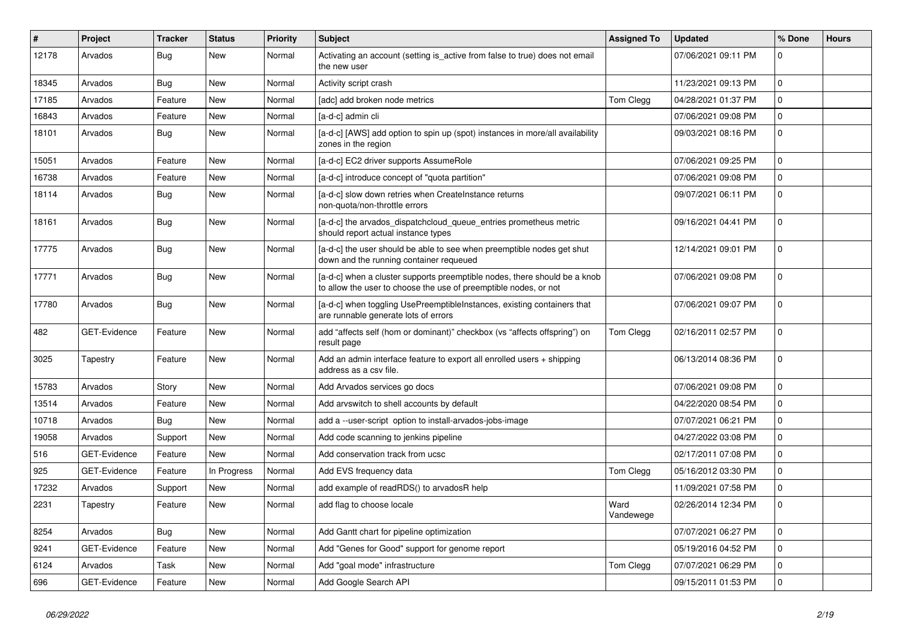| # | Project | Tracker | Status | Priority | Subject | Assigned To | Updated | % Done | Hours |
|---|---|---|---|---|---|---|---|---|---|
| 12178 | Arvados | Bug | New | Normal | Activating an account (setting is_active from false to true) does not email the new user | | 07/06/2021 09:11 PM | 0 | |
| 18345 | Arvados | Bug | New | Normal | Activity script crash | | 11/23/2021 09:13 PM | 0 | |
| 17185 | Arvados | Feature | New | Normal | [adc] add broken node metrics | Tom Clegg | 04/28/2021 01:37 PM | 0 | |
| 16843 | Arvados | Feature | New | Normal | [a-d-c] admin cli | | 07/06/2021 09:08 PM | 0 | |
| 18101 | Arvados | Bug | New | Normal | [a-d-c] [AWS] add option to spin up (spot) instances in more/all availability zones in the region | | 09/03/2021 08:16 PM | 0 | |
| 15051 | Arvados | Feature | New | Normal | [a-d-c] EC2 driver supports AssumeRole | | 07/06/2021 09:25 PM | 0 | |
| 16738 | Arvados | Feature | New | Normal | [a-d-c] introduce concept of "quota partition" | | 07/06/2021 09:08 PM | 0 | |
| 18114 | Arvados | Bug | New | Normal | [a-d-c] slow down retries when CreateInstance returns non-quota/non-throttle errors | | 09/07/2021 06:11 PM | 0 | |
| 18161 | Arvados | Bug | New | Normal | [a-d-c] the arvados_dispatchcloud_queue_entries prometheus metric should report actual instance types | | 09/16/2021 04:41 PM | 0 | |
| 17775 | Arvados | Bug | New | Normal | [a-d-c] the user should be able to see when preemptible nodes get shut down and the running container requeued | | 12/14/2021 09:01 PM | 0 | |
| 17771 | Arvados | Bug | New | Normal | [a-d-c] when a cluster supports preemptible nodes, there should be a knob to allow the user to choose the use of preemptible nodes, or not | | 07/06/2021 09:08 PM | 0 | |
| 17780 | Arvados | Bug | New | Normal | [a-d-c] when toggling UsePreemptibleInstances, existing containers that are runnable generate lots of errors | | 07/06/2021 09:07 PM | 0 | |
| 482 | GET-Evidence | Feature | New | Normal | add "affects self (hom or dominant)" checkbox (vs "affects offspring") on result page | Tom Clegg | 02/16/2011 02:57 PM | 0 | |
| 3025 | Tapestry | Feature | New | Normal | Add an admin interface feature to export all enrolled users + shipping address as a csv file. | | 06/13/2014 08:36 PM | 0 | |
| 15783 | Arvados | Story | New | Normal | Add Arvados services go docs | | 07/06/2021 09:08 PM | 0 | |
| 13514 | Arvados | Feature | New | Normal | Add arvswitch to shell accounts by default | | 04/22/2020 08:54 PM | 0 | |
| 10718 | Arvados | Bug | New | Normal | add a --user-script option to install-arvados-jobs-image | | 07/07/2021 06:21 PM | 0 | |
| 19058 | Arvados | Support | New | Normal | Add code scanning to jenkins pipeline | | 04/27/2022 03:08 PM | 0 | |
| 516 | GET-Evidence | Feature | New | Normal | Add conservation track from ucsc | | 02/17/2011 07:08 PM | 0 | |
| 925 | GET-Evidence | Feature | In Progress | Normal | Add EVS frequency data | Tom Clegg | 05/16/2012 03:30 PM | 0 | |
| 17232 | Arvados | Support | New | Normal | add example of readRDS() to arvadosR help | | 11/09/2021 07:58 PM | 0 | |
| 2231 | Tapestry | Feature | New | Normal | add flag to choose locale | Ward Vandewege | 02/26/2014 12:34 PM | 0 | |
| 8254 | Arvados | Bug | New | Normal | Add Gantt chart for pipeline optimization | | 07/07/2021 06:27 PM | 0 | |
| 9241 | GET-Evidence | Feature | New | Normal | Add "Genes for Good" support for genome report | | 05/19/2016 04:52 PM | 0 | |
| 6124 | Arvados | Task | New | Normal | Add "goal mode" infrastructure | Tom Clegg | 07/07/2021 06:29 PM | 0 | |
| 696 | GET-Evidence | Feature | New | Normal | Add Google Search API | | 09/15/2011 01:53 PM | 0 | |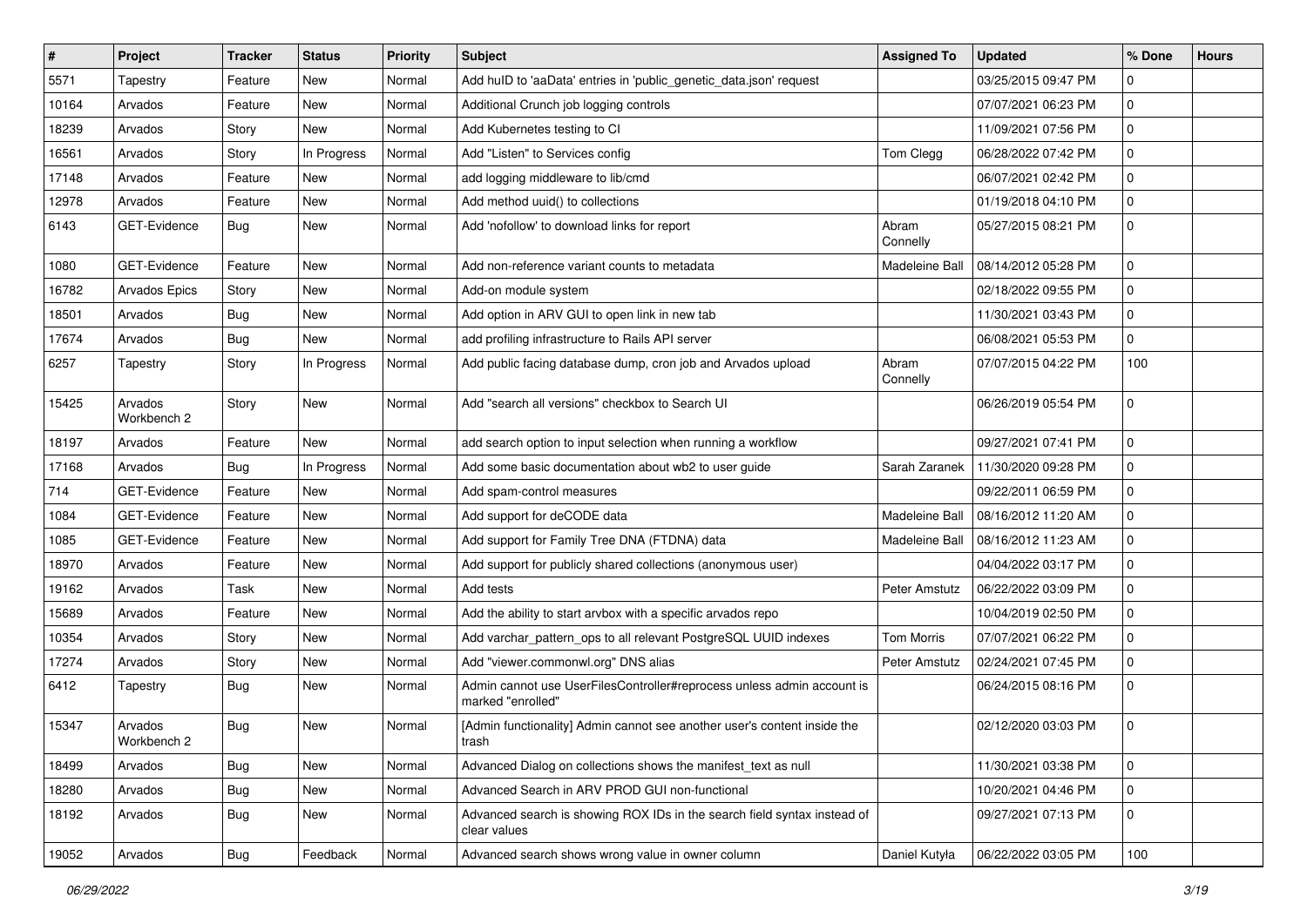| # | Project | Tracker | Status | Priority | Subject | Assigned To | Updated | % Done | Hours |
|---|---|---|---|---|---|---|---|---|---|
| 5571 | Tapestry | Feature | New | Normal | Add huID to 'aaData' entries in 'public_genetic_data.json' request | | 03/25/2015 09:47 PM | 0 | |
| 10164 | Arvados | Feature | New | Normal | Additional Crunch job logging controls | | 07/07/2021 06:23 PM | 0 | |
| 18239 | Arvados | Story | New | Normal | Add Kubernetes testing to CI | | 11/09/2021 07:56 PM | 0 | |
| 16561 | Arvados | Story | In Progress | Normal | Add "Listen" to Services config | Tom Clegg | 06/28/2022 07:42 PM | 0 | |
| 17148 | Arvados | Feature | New | Normal | add logging middleware to lib/cmd | | 06/07/2021 02:42 PM | 0 | |
| 12978 | Arvados | Feature | New | Normal | Add method uuid() to collections | | 01/19/2018 04:10 PM | 0 | |
| 6143 | GET-Evidence | Bug | New | Normal | Add 'nofollow' to download links for report | Abram Connelly | 05/27/2015 08:21 PM | 0 | |
| 1080 | GET-Evidence | Feature | New | Normal | Add non-reference variant counts to metadata | Madeleine Ball | 08/14/2012 05:28 PM | 0 | |
| 16782 | Arvados Epics | Story | New | Normal | Add-on module system | | 02/18/2022 09:55 PM | 0 | |
| 18501 | Arvados | Bug | New | Normal | Add option in ARV GUI to open link in new tab | | 11/30/2021 03:43 PM | 0 | |
| 17674 | Arvados | Bug | New | Normal | add profiling infrastructure to Rails API server | | 06/08/2021 05:53 PM | 0 | |
| 6257 | Tapestry | Story | In Progress | Normal | Add public facing database dump, cron job and Arvados upload | Abram Connelly | 07/07/2015 04:22 PM | 100 | |
| 15425 | Arvados Workbench 2 | Story | New | Normal | Add "search all versions" checkbox to Search UI | | 06/26/2019 05:54 PM | 0 | |
| 18197 | Arvados | Feature | New | Normal | add search option to input selection when running a workflow | | 09/27/2021 07:41 PM | 0 | |
| 17168 | Arvados | Bug | In Progress | Normal | Add some basic documentation about wb2 to user guide | Sarah Zaranek | 11/30/2020 09:28 PM | 0 | |
| 714 | GET-Evidence | Feature | New | Normal | Add spam-control measures | | 09/22/2011 06:59 PM | 0 | |
| 1084 | GET-Evidence | Feature | New | Normal | Add support for deCODE data | Madeleine Ball | 08/16/2012 11:20 AM | 0 | |
| 1085 | GET-Evidence | Feature | New | Normal | Add support for Family Tree DNA (FTDNA) data | Madeleine Ball | 08/16/2012 11:23 AM | 0 | |
| 18970 | Arvados | Feature | New | Normal | Add support for publicly shared collections (anonymous user) | | 04/04/2022 03:17 PM | 0 | |
| 19162 | Arvados | Task | New | Normal | Add tests | Peter Amstutz | 06/22/2022 03:09 PM | 0 | |
| 15689 | Arvados | Feature | New | Normal | Add the ability to start arvbox with a specific arvados repo | | 10/04/2019 02:50 PM | 0 | |
| 10354 | Arvados | Story | New | Normal | Add varchar_pattern_ops to all relevant PostgreSQL UUID indexes | Tom Morris | 07/07/2021 06:22 PM | 0 | |
| 17274 | Arvados | Story | New | Normal | Add "viewer.commonwl.org" DNS alias | Peter Amstutz | 02/24/2021 07:45 PM | 0 | |
| 6412 | Tapestry | Bug | New | Normal | Admin cannot use UserFilesController#reprocess unless admin account is marked "enrolled" | | 06/24/2015 08:16 PM | 0 | |
| 15347 | Arvados Workbench 2 | Bug | New | Normal | [Admin functionality] Admin cannot see another user's content inside the trash | | 02/12/2020 03:03 PM | 0 | |
| 18499 | Arvados | Bug | New | Normal | Advanced Dialog on collections shows the manifest_text as null | | 11/30/2021 03:38 PM | 0 | |
| 18280 | Arvados | Bug | New | Normal | Advanced Search in ARV PROD GUI non-functional | | 10/20/2021 04:46 PM | 0 | |
| 18192 | Arvados | Bug | New | Normal | Advanced search is showing ROX IDs in the search field syntax instead of clear values | | 09/27/2021 07:13 PM | 0 | |
| 19052 | Arvados | Bug | Feedback | Normal | Advanced search shows wrong value in owner column | Daniel Kutyła | 06/22/2022 03:05 PM | 100 | |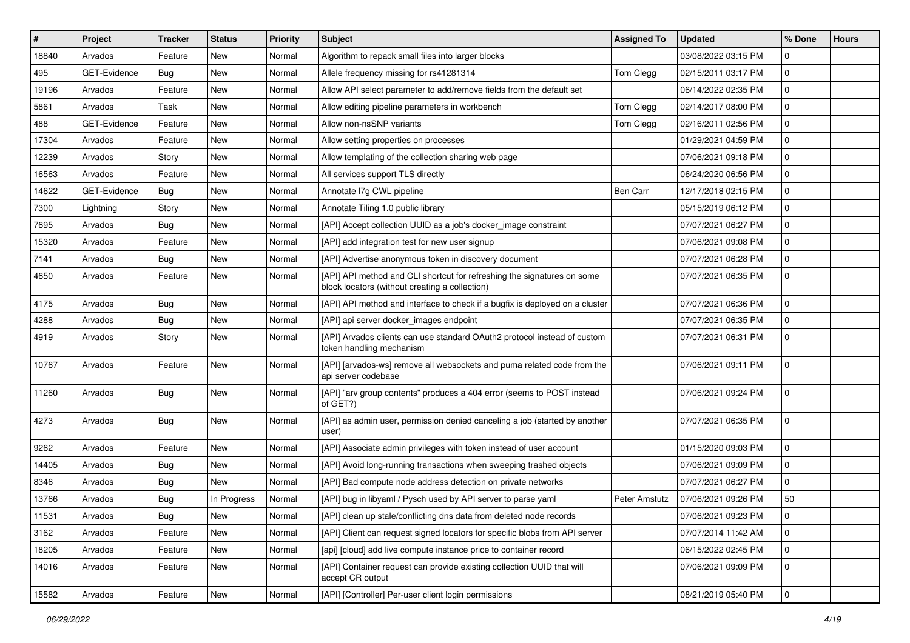| # | Project | Tracker | Status | Priority | Subject | Assigned To | Updated | % Done | Hours |
|---|---|---|---|---|---|---|---|---|---|
| 18840 | Arvados | Feature | New | Normal | Algorithm to repack small files into larger blocks | | 03/08/2022 03:15 PM | 0 | |
| 495 | GET-Evidence | Bug | New | Normal | Allele frequency missing for rs41281314 | Tom Clegg | 02/15/2011 03:17 PM | 0 | |
| 19196 | Arvados | Feature | New | Normal | Allow API select parameter to add/remove fields from the default set | | 06/14/2022 02:35 PM | 0 | |
| 5861 | Arvados | Task | New | Normal | Allow editing pipeline parameters in workbench | Tom Clegg | 02/14/2017 08:00 PM | 0 | |
| 488 | GET-Evidence | Feature | New | Normal | Allow non-nsSNP variants | Tom Clegg | 02/16/2011 02:56 PM | 0 | |
| 17304 | Arvados | Feature | New | Normal | Allow setting properties on processes | | 01/29/2021 04:59 PM | 0 | |
| 12239 | Arvados | Story | New | Normal | Allow templating of the collection sharing web page | | 07/06/2021 09:18 PM | 0 | |
| 16563 | Arvados | Feature | New | Normal | All services support TLS directly | | 06/24/2020 06:56 PM | 0 | |
| 14622 | GET-Evidence | Bug | New | Normal | Annotate l7g CWL pipeline | Ben Carr | 12/17/2018 02:15 PM | 0 | |
| 7300 | Lightning | Story | New | Normal | Annotate Tiling 1.0 public library | | 05/15/2019 06:12 PM | 0 | |
| 7695 | Arvados | Bug | New | Normal | [API] Accept collection UUID as a job's docker_image constraint | | 07/07/2021 06:27 PM | 0 | |
| 15320 | Arvados | Feature | New | Normal | [API] add integration test for new user signup | | 07/06/2021 09:08 PM | 0 | |
| 7141 | Arvados | Bug | New | Normal | [API] Advertise anonymous token in discovery document | | 07/07/2021 06:28 PM | 0 | |
| 4650 | Arvados | Feature | New | Normal | [API] API method and CLI shortcut for refreshing the signatures on some block locators (without creating a collection) | | 07/07/2021 06:35 PM | 0 | |
| 4175 | Arvados | Bug | New | Normal | [API] API method and interface to check if a bugfix is deployed on a cluster | | 07/07/2021 06:36 PM | 0 | |
| 4288 | Arvados | Bug | New | Normal | [API] api server docker_images endpoint | | 07/07/2021 06:35 PM | 0 | |
| 4919 | Arvados | Story | New | Normal | [API] Arvados clients can use standard OAuth2 protocol instead of custom token handling mechanism | | 07/07/2021 06:31 PM | 0 | |
| 10767 | Arvados | Feature | New | Normal | [API] [arvados-ws] remove all websockets and puma related code from the api server codebase | | 07/06/2021 09:11 PM | 0 | |
| 11260 | Arvados | Bug | New | Normal | [API] "arv group contents" produces a 404 error (seems to POST instead of GET?) | | 07/06/2021 09:24 PM | 0 | |
| 4273 | Arvados | Bug | New | Normal | [API] as admin user, permission denied canceling a job (started by another user) | | 07/07/2021 06:35 PM | 0 | |
| 9262 | Arvados | Feature | New | Normal | [API] Associate admin privileges with token instead of user account | | 01/15/2020 09:03 PM | 0 | |
| 14405 | Arvados | Bug | New | Normal | [API] Avoid long-running transactions when sweeping trashed objects | | 07/06/2021 09:09 PM | 0 | |
| 8346 | Arvados | Bug | New | Normal | [API] Bad compute node address detection on private networks | | 07/07/2021 06:27 PM | 0 | |
| 13766 | Arvados | Bug | In Progress | Normal | [API] bug in libyaml / Pysch used by API server to parse yaml | Peter Amstutz | 07/06/2021 09:26 PM | 50 | |
| 11531 | Arvados | Bug | New | Normal | [API] clean up stale/conflicting dns data from deleted node records | | 07/06/2021 09:23 PM | 0 | |
| 3162 | Arvados | Feature | New | Normal | [API] Client can request signed locators for specific blobs from API server | | 07/07/2014 11:42 AM | 0 | |
| 18205 | Arvados | Feature | New | Normal | [api] [cloud] add live compute instance price to container record | | 06/15/2022 02:45 PM | 0 | |
| 14016 | Arvados | Feature | New | Normal | [API] Container request can provide existing collection UUID that will accept CR output | | 07/06/2021 09:09 PM | 0 | |
| 15582 | Arvados | Feature | New | Normal | [API] [Controller] Per-user client login permissions | | 08/21/2019 05:40 PM | 0 | |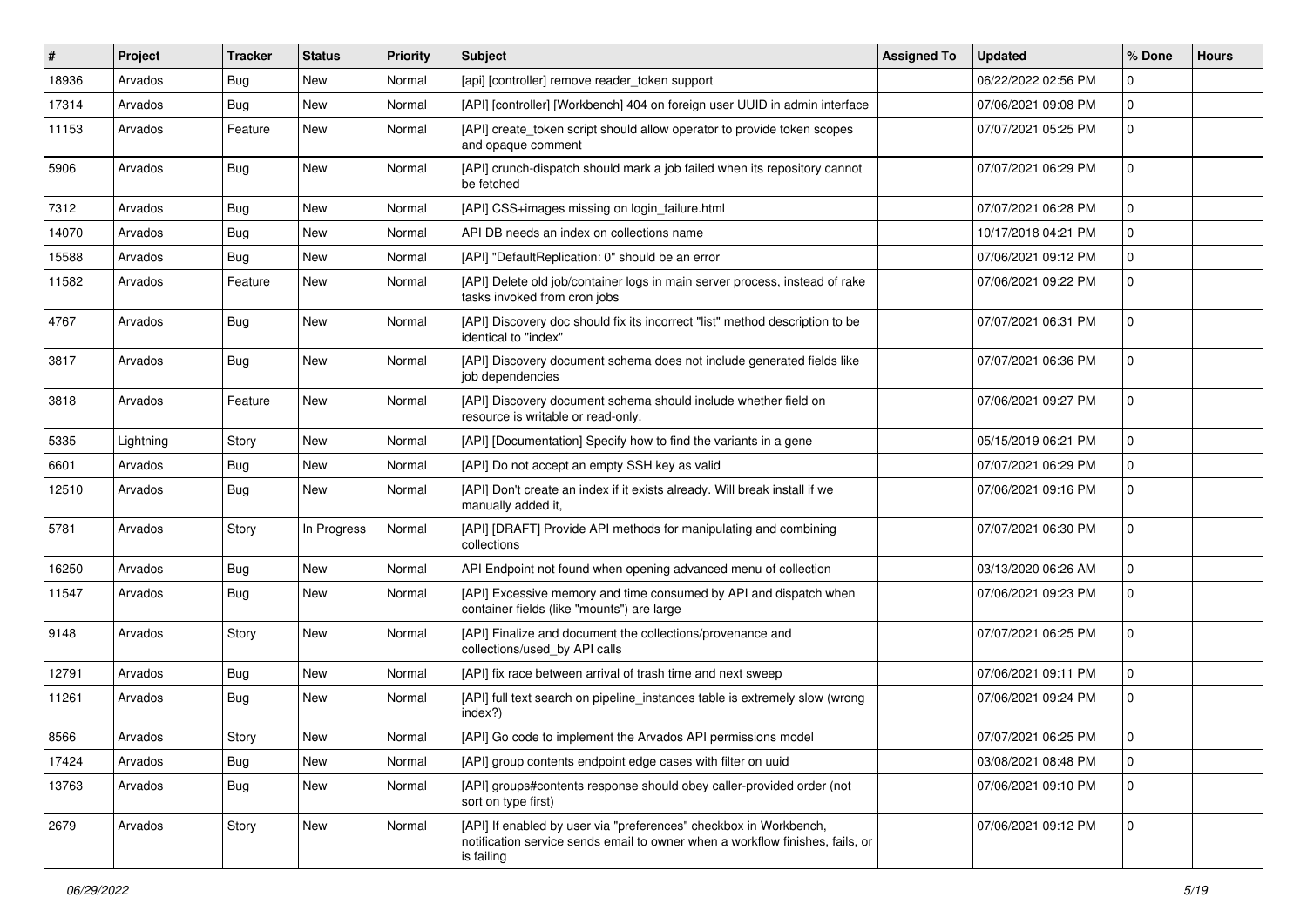| # | Project | Tracker | Status | Priority | Subject | Assigned To | Updated | % Done | Hours |
|---|---|---|---|---|---|---|---|---|---|
| 18936 | Arvados | Bug | New | Normal | [api] [controller] remove reader_token support | | 06/22/2022 02:56 PM | 0 | |
| 17314 | Arvados | Bug | New | Normal | [API] [controller] [Workbench] 404 on foreign user UUID in admin interface | | 07/06/2021 09:08 PM | 0 | |
| 11153 | Arvados | Feature | New | Normal | [API] create_token script should allow operator to provide token scopes and opaque comment | | 07/07/2021 05:25 PM | 0 | |
| 5906 | Arvados | Bug | New | Normal | [API] crunch-dispatch should mark a job failed when its repository cannot be fetched | | 07/07/2021 06:29 PM | 0 | |
| 7312 | Arvados | Bug | New | Normal | [API] CSS+images missing on login_failure.html | | 07/07/2021 06:28 PM | 0 | |
| 14070 | Arvados | Bug | New | Normal | API DB needs an index on collections name | | 10/17/2018 04:21 PM | 0 | |
| 15588 | Arvados | Bug | New | Normal | [API] "DefaultReplication: 0" should be an error | | 07/06/2021 09:12 PM | 0 | |
| 11582 | Arvados | Feature | New | Normal | [API] Delete old job/container logs in main server process, instead of rake tasks invoked from cron jobs | | 07/06/2021 09:22 PM | 0 | |
| 4767 | Arvados | Bug | New | Normal | [API] Discovery doc should fix its incorrect "list" method description to be identical to "index" | | 07/07/2021 06:31 PM | 0 | |
| 3817 | Arvados | Bug | New | Normal | [API] Discovery document schema does not include generated fields like job dependencies | | 07/07/2021 06:36 PM | 0 | |
| 3818 | Arvados | Feature | New | Normal | [API] Discovery document schema should include whether field on resource is writable or read-only. | | 07/06/2021 09:27 PM | 0 | |
| 5335 | Lightning | Story | New | Normal | [API] [Documentation] Specify how to find the variants in a gene | | 05/15/2019 06:21 PM | 0 | |
| 6601 | Arvados | Bug | New | Normal | [API] Do not accept an empty SSH key as valid | | 07/07/2021 06:29 PM | 0 | |
| 12510 | Arvados | Bug | New | Normal | [API] Don't create an index if it exists already. Will break install if we manually added it, | | 07/06/2021 09:16 PM | 0 | |
| 5781 | Arvados | Story | In Progress | Normal | [API] [DRAFT] Provide API methods for manipulating and combining collections | | 07/07/2021 06:30 PM | 0 | |
| 16250 | Arvados | Bug | New | Normal | API Endpoint not found when opening advanced menu of collection | | 03/13/2020 06:26 AM | 0 | |
| 11547 | Arvados | Bug | New | Normal | [API] Excessive memory and time consumed by API and dispatch when container fields (like "mounts") are large | | 07/06/2021 09:23 PM | 0 | |
| 9148 | Arvados | Story | New | Normal | [API] Finalize and document the collections/provenance and collections/used_by API calls | | 07/07/2021 06:25 PM | 0 | |
| 12791 | Arvados | Bug | New | Normal | [API] fix race between arrival of trash time and next sweep | | 07/06/2021 09:11 PM | 0 | |
| 11261 | Arvados | Bug | New | Normal | [API] full text search on pipeline_instances table is extremely slow (wrong index?) | | 07/06/2021 09:24 PM | 0 | |
| 8566 | Arvados | Story | New | Normal | [API] Go code to implement the Arvados API permissions model | | 07/07/2021 06:25 PM | 0 | |
| 17424 | Arvados | Bug | New | Normal | [API] group contents endpoint edge cases with filter on uuid | | 03/08/2021 08:48 PM | 0 | |
| 13763 | Arvados | Bug | New | Normal | [API] groups#contents response should obey caller-provided order (not sort on type first) | | 07/06/2021 09:10 PM | 0 | |
| 2679 | Arvados | Story | New | Normal | [API] If enabled by user via "preferences" checkbox in Workbench, notification service sends email to owner when a workflow finishes, fails, or is failing | | 07/06/2021 09:12 PM | 0 | |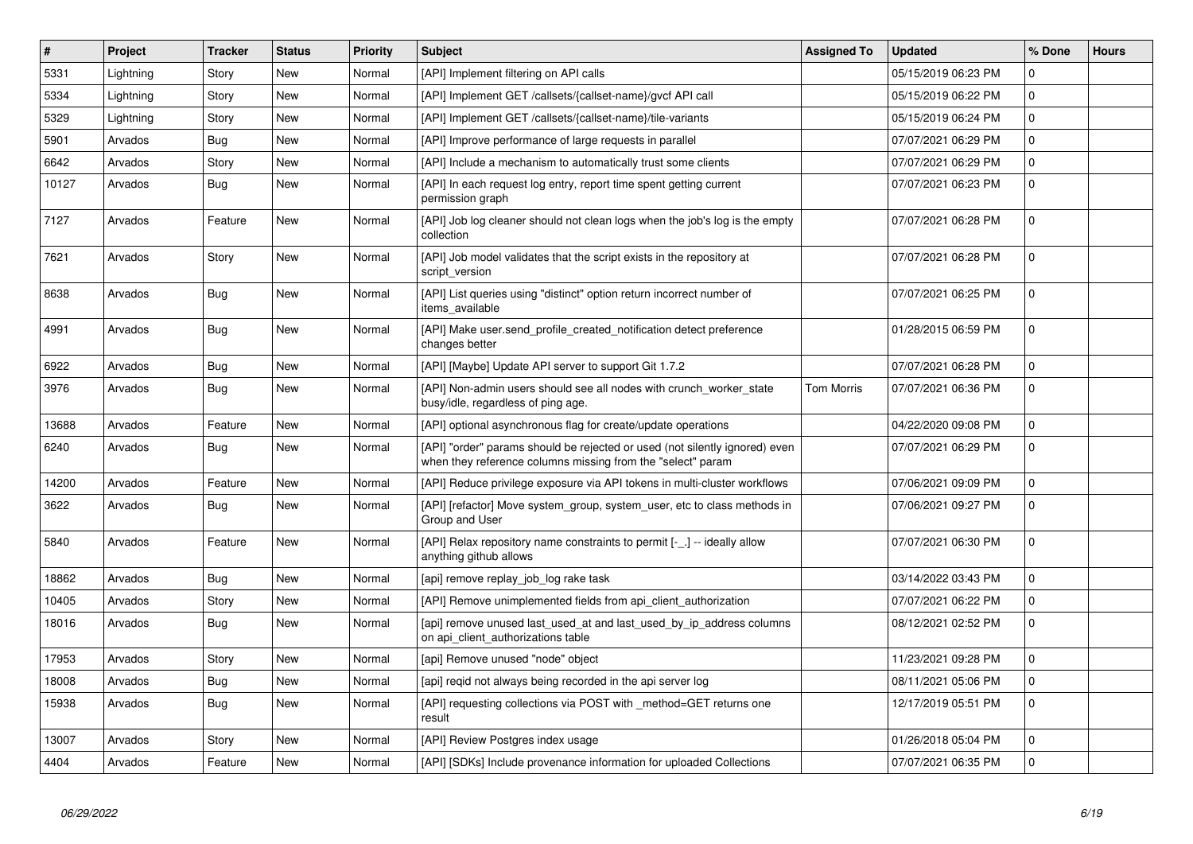| # | Project | Tracker | Status | Priority | Subject | Assigned To | Updated | % Done | Hours |
|---|---|---|---|---|---|---|---|---|---|
| 5331 | Lightning | Story | New | Normal | [API] Implement filtering on API calls | | 05/15/2019 06:23 PM | 0 | |
| 5334 | Lightning | Story | New | Normal | [API] Implement GET /callsets/{callset-name}/gvcf API call | | 05/15/2019 06:22 PM | 0 | |
| 5329 | Lightning | Story | New | Normal | [API] Implement GET /callsets/{callset-name}/tile-variants | | 05/15/2019 06:24 PM | 0 | |
| 5901 | Arvados | Bug | New | Normal | [API] Improve performance of large requests in parallel | | 07/07/2021 06:29 PM | 0 | |
| 6642 | Arvados | Story | New | Normal | [API] Include a mechanism to automatically trust some clients | | 07/07/2021 06:29 PM | 0 | |
| 10127 | Arvados | Bug | New | Normal | [API] In each request log entry, report time spent getting current permission graph | | 07/07/2021 06:23 PM | 0 | |
| 7127 | Arvados | Feature | New | Normal | [API] Job log cleaner should not clean logs when the job's log is the empty collection | | 07/07/2021 06:28 PM | 0 | |
| 7621 | Arvados | Story | New | Normal | [API] Job model validates that the script exists in the repository at script_version | | 07/07/2021 06:28 PM | 0 | |
| 8638 | Arvados | Bug | New | Normal | [API] List queries using "distinct" option return incorrect number of items_available | | 07/07/2021 06:25 PM | 0 | |
| 4991 | Arvados | Bug | New | Normal | [API] Make user.send_profile_created_notification detect preference changes better | | 01/28/2015 06:59 PM | 0 | |
| 6922 | Arvados | Bug | New | Normal | [API] [Maybe] Update API server to support Git 1.7.2 | | 07/07/2021 06:28 PM | 0 | |
| 3976 | Arvados | Bug | New | Normal | [API] Non-admin users should see all nodes with crunch_worker_state busy/idle, regardless of ping age. | Tom Morris | 07/07/2021 06:36 PM | 0 | |
| 13688 | Arvados | Feature | New | Normal | [API] optional asynchronous flag for create/update operations | | 04/22/2020 09:08 PM | 0 | |
| 6240 | Arvados | Bug | New | Normal | [API] "order" params should be rejected or used (not silently ignored) even when they reference columns missing from the "select" param | | 07/07/2021 06:29 PM | 0 | |
| 14200 | Arvados | Feature | New | Normal | [API] Reduce privilege exposure via API tokens in multi-cluster workflows | | 07/06/2021 09:09 PM | 0 | |
| 3622 | Arvados | Bug | New | Normal | [API] [refactor] Move system_group, system_user, etc to class methods in Group and User | | 07/06/2021 09:27 PM | 0 | |
| 5840 | Arvados | Feature | New | Normal | [API] Relax repository name constraints to permit [-_.] -- ideally allow anything github allows | | 07/07/2021 06:30 PM | 0 | |
| 18862 | Arvados | Bug | New | Normal | [api] remove replay_job_log rake task | | 03/14/2022 03:43 PM | 0 | |
| 10405 | Arvados | Story | New | Normal | [API] Remove unimplemented fields from api_client_authorization | | 07/07/2021 06:22 PM | 0 | |
| 18016 | Arvados | Bug | New | Normal | [api] remove unused last_used_at and last_used_by_ip_address columns on api_client_authorizations table | | 08/12/2021 02:52 PM | 0 | |
| 17953 | Arvados | Story | New | Normal | [api] Remove unused "node" object | | 11/23/2021 09:28 PM | 0 | |
| 18008 | Arvados | Bug | New | Normal | [api] reqid not always being recorded in the api server log | | 08/11/2021 05:06 PM | 0 | |
| 15938 | Arvados | Bug | New | Normal | [API] requesting collections via POST with _method=GET returns one result | | 12/17/2019 05:51 PM | 0 | |
| 13007 | Arvados | Story | New | Normal | [API] Review Postgres index usage | | 01/26/2018 05:04 PM | 0 | |
| 4404 | Arvados | Feature | New | Normal | [API] [SDKs] Include provenance information for uploaded Collections | | 07/07/2021 06:35 PM | 0 | |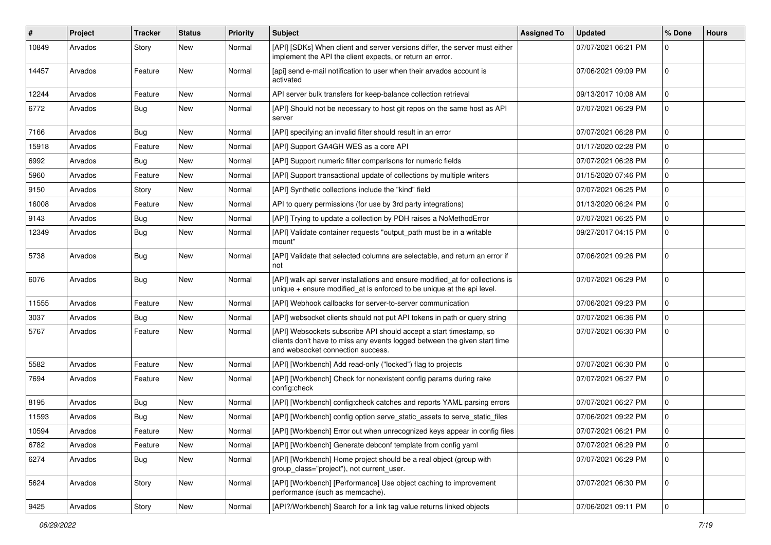| # | Project | Tracker | Status | Priority | Subject | Assigned To | Updated | % Done | Hours |
|---|---|---|---|---|---|---|---|---|---|
| 10849 | Arvados | Story | New | Normal | [API] [SDKs] When client and server versions differ, the server must either implement the API the client expects, or return an error. | | 07/07/2021 06:21 PM | 0 | |
| 14457 | Arvados | Feature | New | Normal | [api] send e-mail notification to user when their arvados account is activated | | 07/06/2021 09:09 PM | 0 | |
| 12244 | Arvados | Feature | New | Normal | API server bulk transfers for keep-balance collection retrieval | | 09/13/2017 10:08 AM | 0 | |
| 6772 | Arvados | Bug | New | Normal | [API] Should not be necessary to host git repos on the same host as API server | | 07/07/2021 06:29 PM | 0 | |
| 7166 | Arvados | Bug | New | Normal | [API] specifying an invalid filter should result in an error | | 07/07/2021 06:28 PM | 0 | |
| 15918 | Arvados | Feature | New | Normal | [API] Support GA4GH WES as a core API | | 01/17/2020 02:28 PM | 0 | |
| 6992 | Arvados | Bug | New | Normal | [API] Support numeric filter comparisons for numeric fields | | 07/07/2021 06:28 PM | 0 | |
| 5960 | Arvados | Feature | New | Normal | [API] Support transactional update of collections by multiple writers | | 01/15/2020 07:46 PM | 0 | |
| 9150 | Arvados | Story | New | Normal | [API] Synthetic collections include the "kind" field | | 07/07/2021 06:25 PM | 0 | |
| 16008 | Arvados | Feature | New | Normal | API to query permissions (for use by 3rd party integrations) | | 01/13/2020 06:24 PM | 0 | |
| 9143 | Arvados | Bug | New | Normal | [API] Trying to update a collection by PDH raises a NoMethodError | | 07/07/2021 06:25 PM | 0 | |
| 12349 | Arvados | Bug | New | Normal | [API] Validate container requests "output_path must be in a writable mount" | | 09/27/2017 04:15 PM | 0 | |
| 5738 | Arvados | Bug | New | Normal | [API] Validate that selected columns are selectable, and return an error if not | | 07/06/2021 09:26 PM | 0 | |
| 6076 | Arvados | Bug | New | Normal | [API] walk api server installations and ensure modified_at for collections is unique + ensure modified_at is enforced to be unique at the api level. | | 07/07/2021 06:29 PM | 0 | |
| 11555 | Arvados | Feature | New | Normal | [API] Webhook callbacks for server-to-server communication | | 07/06/2021 09:23 PM | 0 | |
| 3037 | Arvados | Bug | New | Normal | [API] websocket clients should not put API tokens in path or query string | | 07/07/2021 06:36 PM | 0 | |
| 5767 | Arvados | Feature | New | Normal | [API] Websockets subscribe API should accept a start timestamp, so clients don't have to miss any events logged between the given start time and websocket connection success. | | 07/07/2021 06:30 PM | 0 | |
| 5582 | Arvados | Feature | New | Normal | [API] [Workbench] Add read-only ("locked") flag to projects | | 07/07/2021 06:30 PM | 0 | |
| 7694 | Arvados | Feature | New | Normal | [API] [Workbench] Check for nonexistent config params during rake config:check | | 07/07/2021 06:27 PM | 0 | |
| 8195 | Arvados | Bug | New | Normal | [API] [Workbench] config:check catches and reports YAML parsing errors | | 07/07/2021 06:27 PM | 0 | |
| 11593 | Arvados | Bug | New | Normal | [API] [Workbench] config option serve_static_assets to serve_static_files | | 07/06/2021 09:22 PM | 0 | |
| 10594 | Arvados | Feature | New | Normal | [API] [Workbench] Error out when unrecognized keys appear in config files | | 07/07/2021 06:21 PM | 0 | |
| 6782 | Arvados | Feature | New | Normal | [API] [Workbench] Generate debconf template from config yaml | | 07/07/2021 06:29 PM | 0 | |
| 6274 | Arvados | Bug | New | Normal | [API] [Workbench] Home project should be a real object (group with group_class="project"), not current_user. | | 07/07/2021 06:29 PM | 0 | |
| 5624 | Arvados | Story | New | Normal | [API] [Workbench] [Performance] Use object caching to improvement performance (such as memcache). | | 07/07/2021 06:30 PM | 0 | |
| 9425 | Arvados | Story | New | Normal | [API?/Workbench] Search for a link tag value returns linked objects | | 07/06/2021 09:11 PM | 0 | |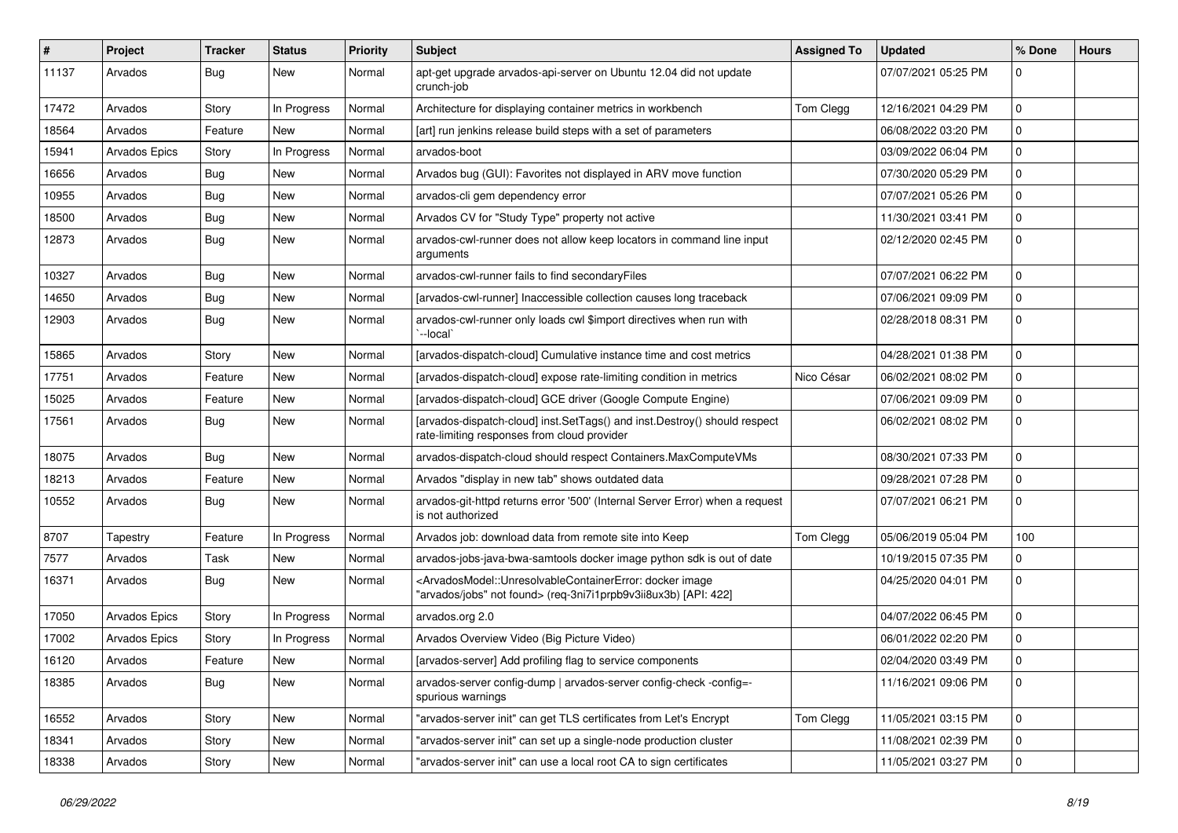| # | Project | Tracker | Status | Priority | Subject | Assigned To | Updated | % Done | Hours |
|---|---|---|---|---|---|---|---|---|---|
| 11137 | Arvados | Bug | New | Normal | apt-get upgrade arvados-api-server on Ubuntu 12.04 did not update crunch-job | | 07/07/2021 05:25 PM | 0 | |
| 17472 | Arvados | Story | In Progress | Normal | Architecture for displaying container metrics in workbench | Tom Clegg | 12/16/2021 04:29 PM | 0 | |
| 18564 | Arvados | Feature | New | Normal | [art] run jenkins release build steps with a set of parameters | | 06/08/2022 03:20 PM | 0 | |
| 15941 | Arvados Epics | Story | In Progress | Normal | arvados-boot | | 03/09/2022 06:04 PM | 0 | |
| 16656 | Arvados | Bug | New | Normal | Arvados bug (GUI): Favorites not displayed in ARV move function | | 07/30/2020 05:29 PM | 0 | |
| 10955 | Arvados | Bug | New | Normal | arvados-cli gem dependency error | | 07/07/2021 05:26 PM | 0 | |
| 18500 | Arvados | Bug | New | Normal | Arvados CV for "Study Type" property not active | | 11/30/2021 03:41 PM | 0 | |
| 12873 | Arvados | Bug | New | Normal | arvados-cwl-runner does not allow keep locators in command line input arguments | | 02/12/2020 02:45 PM | 0 | |
| 10327 | Arvados | Bug | New | Normal | arvados-cwl-runner fails to find secondaryFiles | | 07/07/2021 06:22 PM | 0 | |
| 14650 | Arvados | Bug | New | Normal | [arvados-cwl-runner] Inaccessible collection causes long traceback | | 07/06/2021 09:09 PM | 0 | |
| 12903 | Arvados | Bug | New | Normal | arvados-cwl-runner only loads cwl $import directives when run with `--local` | | 02/28/2018 08:31 PM | 0 | |
| 15865 | Arvados | Story | New | Normal | [arvados-dispatch-cloud] Cumulative instance time and cost metrics | | 04/28/2021 01:38 PM | 0 | |
| 17751 | Arvados | Feature | New | Normal | [arvados-dispatch-cloud] expose rate-limiting condition in metrics | Nico César | 06/02/2021 08:02 PM | 0 | |
| 15025 | Arvados | Feature | New | Normal | [arvados-dispatch-cloud] GCE driver (Google Compute Engine) | | 07/06/2021 09:09 PM | 0 | |
| 17561 | Arvados | Bug | New | Normal | [arvados-dispatch-cloud] inst.SetTags() and inst.Destroy() should respect rate-limiting responses from cloud provider | | 06/02/2021 08:02 PM | 0 | |
| 18075 | Arvados | Bug | New | Normal | arvados-dispatch-cloud should respect Containers.MaxComputeVMs | | 08/30/2021 07:33 PM | 0 | |
| 18213 | Arvados | Feature | New | Normal | Arvados "display in new tab" shows outdated data | | 09/28/2021 07:28 PM | 0 | |
| 10552 | Arvados | Bug | New | Normal | arvados-git-httpd returns error '500' (Internal Server Error) when a request is not authorized | | 07/07/2021 06:21 PM | 0 | |
| 8707 | Tapestry | Feature | In Progress | Normal | Arvados job: download data from remote site into Keep | Tom Clegg | 05/06/2019 05:04 PM | 100 | |
| 7577 | Arvados | Task | New | Normal | arvados-jobs-java-bwa-samtools docker image python sdk is out of date | | 10/19/2015 07:35 PM | 0 | |
| 16371 | Arvados | Bug | New | Normal | <ArvadosModel::UnresolvableContainerError: docker image "arvados/jobs" not found> (req-3ni7i1prpb9v3ii8ux3b) [API: 422] | | 04/25/2020 04:01 PM | 0 | |
| 17050 | Arvados Epics | Story | In Progress | Normal | arvados.org 2.0 | | 04/07/2022 06:45 PM | 0 | |
| 17002 | Arvados Epics | Story | In Progress | Normal | Arvados Overview Video (Big Picture Video) | | 06/01/2022 02:20 PM | 0 | |
| 16120 | Arvados | Feature | New | Normal | [arvados-server] Add profiling flag to service components | | 02/04/2020 03:49 PM | 0 | |
| 18385 | Arvados | Bug | New | Normal | arvados-server config-dump \| arvados-server config-check -config=- spurious warnings | | 11/16/2021 09:06 PM | 0 | |
| 16552 | Arvados | Story | New | Normal | "arvados-server init" can get TLS certificates from Let's Encrypt | Tom Clegg | 11/05/2021 03:15 PM | 0 | |
| 18341 | Arvados | Story | New | Normal | "arvados-server init" can set up a single-node production cluster | | 11/08/2021 02:39 PM | 0 | |
| 18338 | Arvados | Story | New | Normal | "arvados-server init" can use a local root CA to sign certificates | | 11/05/2021 03:27 PM | 0 | |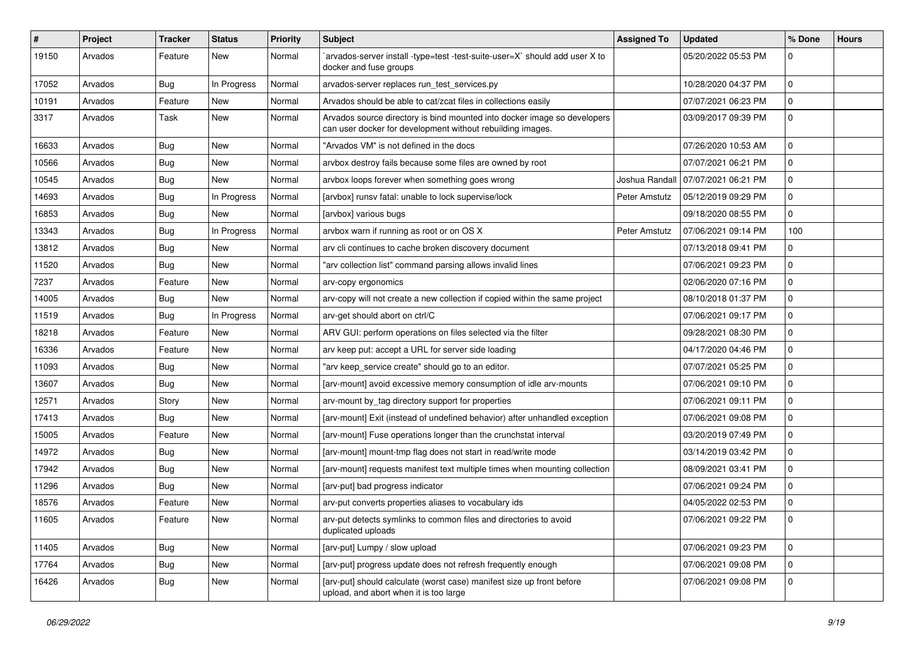| # | Project | Tracker | Status | Priority | Subject | Assigned To | Updated | % Done | Hours |
|---|---|---|---|---|---|---|---|---|---|
| 19150 | Arvados | Feature | New | Normal | `arvados-server install -type=test -test-suite-user=X` should add user X to docker and fuse groups | | 05/20/2022 05:53 PM | 0 | |
| 17052 | Arvados | Bug | In Progress | Normal | arvados-server replaces run_test_services.py | | 10/28/2020 04:37 PM | 0 | |
| 10191 | Arvados | Feature | New | Normal | Arvados should be able to cat/zcat files in collections easily | | 07/07/2021 06:23 PM | 0 | |
| 3317 | Arvados | Task | New | Normal | Arvados source directory is bind mounted into docker image so developers can user docker for development without rebuilding images. | | 03/09/2017 09:39 PM | 0 | |
| 16633 | Arvados | Bug | New | Normal | "Arvados VM" is not defined in the docs | | 07/26/2020 10:53 AM | 0 | |
| 10566 | Arvados | Bug | New | Normal | arvbox destroy fails because some files are owned by root | | 07/07/2021 06:21 PM | 0 | |
| 10545 | Arvados | Bug | New | Normal | arvbox loops forever when something goes wrong | Joshua Randall | 07/07/2021 06:21 PM | 0 | |
| 14693 | Arvados | Bug | In Progress | Normal | [arvbox] runsv fatal: unable to lock supervise/lock | Peter Amstutz | 05/12/2019 09:29 PM | 0 | |
| 16853 | Arvados | Bug | New | Normal | [arvbox] various bugs | | 09/18/2020 08:55 PM | 0 | |
| 13343 | Arvados | Bug | In Progress | Normal | arvbox warn if running as root or on OS X | Peter Amstutz | 07/06/2021 09:14 PM | 100 | |
| 13812 | Arvados | Bug | New | Normal | arv cli continues to cache broken discovery document | | 07/13/2018 09:41 PM | 0 | |
| 11520 | Arvados | Bug | New | Normal | "arv collection list" command parsing allows invalid lines | | 07/06/2021 09:23 PM | 0 | |
| 7237 | Arvados | Feature | New | Normal | arv-copy ergonomics | | 02/06/2020 07:16 PM | 0 | |
| 14005 | Arvados | Bug | New | Normal | arv-copy will not create a new collection if copied within the same project | | 08/10/2018 01:37 PM | 0 | |
| 11519 | Arvados | Bug | In Progress | Normal | arv-get should abort on ctrl/C | | 07/06/2021 09:17 PM | 0 | |
| 18218 | Arvados | Feature | New | Normal | ARV GUI: perform operations on files selected via the filter | | 09/28/2021 08:30 PM | 0 | |
| 16336 | Arvados | Feature | New | Normal | arv keep put: accept a URL for server side loading | | 04/17/2020 04:46 PM | 0 | |
| 11093 | Arvados | Bug | New | Normal | "arv keep_service create" should go to an editor. | | 07/07/2021 05:25 PM | 0 | |
| 13607 | Arvados | Bug | New | Normal | [arv-mount] avoid excessive memory consumption of idle arv-mounts | | 07/06/2021 09:10 PM | 0 | |
| 12571 | Arvados | Story | New | Normal | arv-mount by_tag directory support for properties | | 07/06/2021 09:11 PM | 0 | |
| 17413 | Arvados | Bug | New | Normal | [arv-mount] Exit (instead of undefined behavior) after unhandled exception | | 07/06/2021 09:08 PM | 0 | |
| 15005 | Arvados | Feature | New | Normal | [arv-mount] Fuse operations longer than the crunchstat interval | | 03/20/2019 07:49 PM | 0 | |
| 14972 | Arvados | Bug | New | Normal | [arv-mount] mount-tmp flag does not start in read/write mode | | 03/14/2019 03:42 PM | 0 | |
| 17942 | Arvados | Bug | New | Normal | [arv-mount] requests manifest text multiple times when mounting collection | | 08/09/2021 03:41 PM | 0 | |
| 11296 | Arvados | Bug | New | Normal | [arv-put] bad progress indicator | | 07/06/2021 09:24 PM | 0 | |
| 18576 | Arvados | Feature | New | Normal | arv-put converts properties aliases to vocabulary ids | | 04/05/2022 02:53 PM | 0 | |
| 11605 | Arvados | Feature | New | Normal | arv-put detects symlinks to common files and directories to avoid duplicated uploads | | 07/06/2021 09:22 PM | 0 | |
| 11405 | Arvados | Bug | New | Normal | [arv-put] Lumpy / slow upload | | 07/06/2021 09:23 PM | 0 | |
| 17764 | Arvados | Bug | New | Normal | [arv-put] progress update does not refresh frequently enough | | 07/06/2021 09:08 PM | 0 | |
| 16426 | Arvados | Bug | New | Normal | [arv-put] should calculate (worst case) manifest size up front before upload, and abort when it is too large | | 07/06/2021 09:08 PM | 0 | |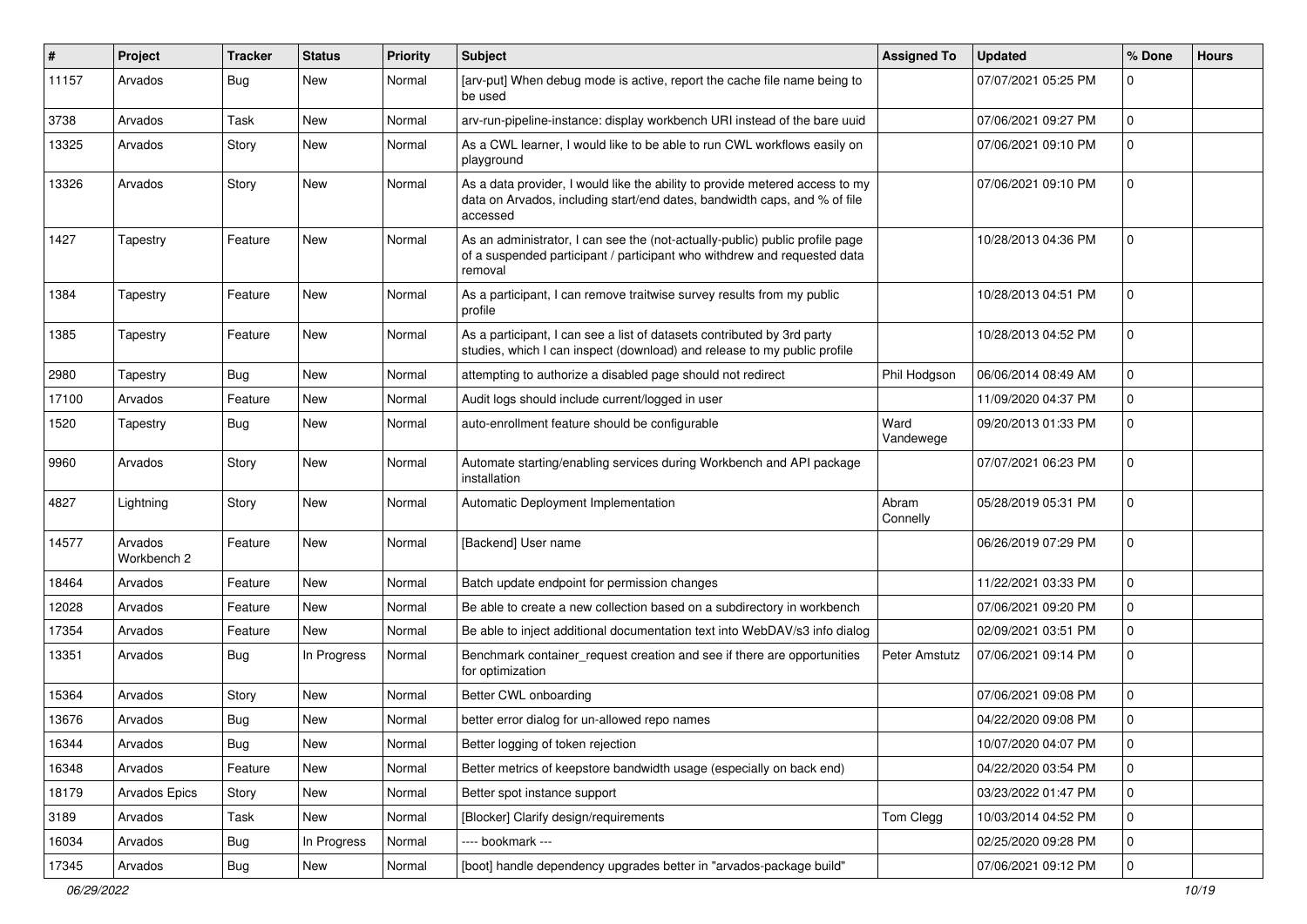| # | Project | Tracker | Status | Priority | Subject | Assigned To | Updated | % Done | Hours |
|---|---|---|---|---|---|---|---|---|---|
| 11157 | Arvados | Bug | New | Normal | [arv-put] When debug mode is active, report the cache file name being to be used | | 07/07/2021 05:25 PM | 0 | |
| 3738 | Arvados | Task | New | Normal | arv-run-pipeline-instance: display workbench URI instead of the bare uuid | | 07/06/2021 09:27 PM | 0 | |
| 13325 | Arvados | Story | New | Normal | As a CWL learner, I would like to be able to run CWL workflows easily on playground | | 07/06/2021 09:10 PM | 0 | |
| 13326 | Arvados | Story | New | Normal | As a data provider, I would like the ability to provide metered access to my data on Arvados, including start/end dates, bandwidth caps, and % of file accessed | | 07/06/2021 09:10 PM | 0 | |
| 1427 | Tapestry | Feature | New | Normal | As an administrator, I can see the (not-actually-public) public profile page of a suspended participant / participant who withdrew and requested data removal | | 10/28/2013 04:36 PM | 0 | |
| 1384 | Tapestry | Feature | New | Normal | As a participant, I can remove traitwise survey results from my public profile | | 10/28/2013 04:51 PM | 0 | |
| 1385 | Tapestry | Feature | New | Normal | As a participant, I can see a list of datasets contributed by 3rd party studies, which I can inspect (download) and release to my public profile | | 10/28/2013 04:52 PM | 0 | |
| 2980 | Tapestry | Bug | New | Normal | attempting to authorize a disabled page should not redirect | Phil Hodgson | 06/06/2014 08:49 AM | 0 | |
| 17100 | Arvados | Feature | New | Normal | Audit logs should include current/logged in user | | 11/09/2020 04:37 PM | 0 | |
| 1520 | Tapestry | Bug | New | Normal | auto-enrollment feature should be configurable | Ward Vandewege | 09/20/2013 01:33 PM | 0 | |
| 9960 | Arvados | Story | New | Normal | Automate starting/enabling services during Workbench and API package installation | | 07/07/2021 06:23 PM | 0 | |
| 4827 | Lightning | Story | New | Normal | Automatic Deployment Implementation | Abram Connelly | 05/28/2019 05:31 PM | 0 | |
| 14577 | Arvados Workbench 2 | Feature | New | Normal | [Backend] User name | | 06/26/2019 07:29 PM | 0 | |
| 18464 | Arvados | Feature | New | Normal | Batch update endpoint for permission changes | | 11/22/2021 03:33 PM | 0 | |
| 12028 | Arvados | Feature | New | Normal | Be able to create a new collection based on a subdirectory in workbench | | 07/06/2021 09:20 PM | 0 | |
| 17354 | Arvados | Feature | New | Normal | Be able to inject additional documentation text into WebDAV/s3 info dialog | | 02/09/2021 03:51 PM | 0 | |
| 13351 | Arvados | Bug | In Progress | Normal | Benchmark container_request creation and see if there are opportunities for optimization | Peter Amstutz | 07/06/2021 09:14 PM | 0 | |
| 15364 | Arvados | Story | New | Normal | Better CWL onboarding | | 07/06/2021 09:08 PM | 0 | |
| 13676 | Arvados | Bug | New | Normal | better error dialog for un-allowed repo names | | 04/22/2020 09:08 PM | 0 | |
| 16344 | Arvados | Bug | New | Normal | Better logging of token rejection | | 10/07/2020 04:07 PM | 0 | |
| 16348 | Arvados | Feature | New | Normal | Better metrics of keepstore bandwidth usage (especially on back end) | | 04/22/2020 03:54 PM | 0 | |
| 18179 | Arvados Epics | Story | New | Normal | Better spot instance support | | 03/23/2022 01:47 PM | 0 | |
| 3189 | Arvados | Task | New | Normal | [Blocker] Clarify design/requirements | Tom Clegg | 10/03/2014 04:52 PM | 0 | |
| 16034 | Arvados | Bug | In Progress | Normal | ---- bookmark --- | | 02/25/2020 09:28 PM | 0 | |
| 17345 | Arvados | Bug | New | Normal | [boot] handle dependency upgrades better in "arvados-package build" | | 07/06/2021 09:12 PM | 0 | |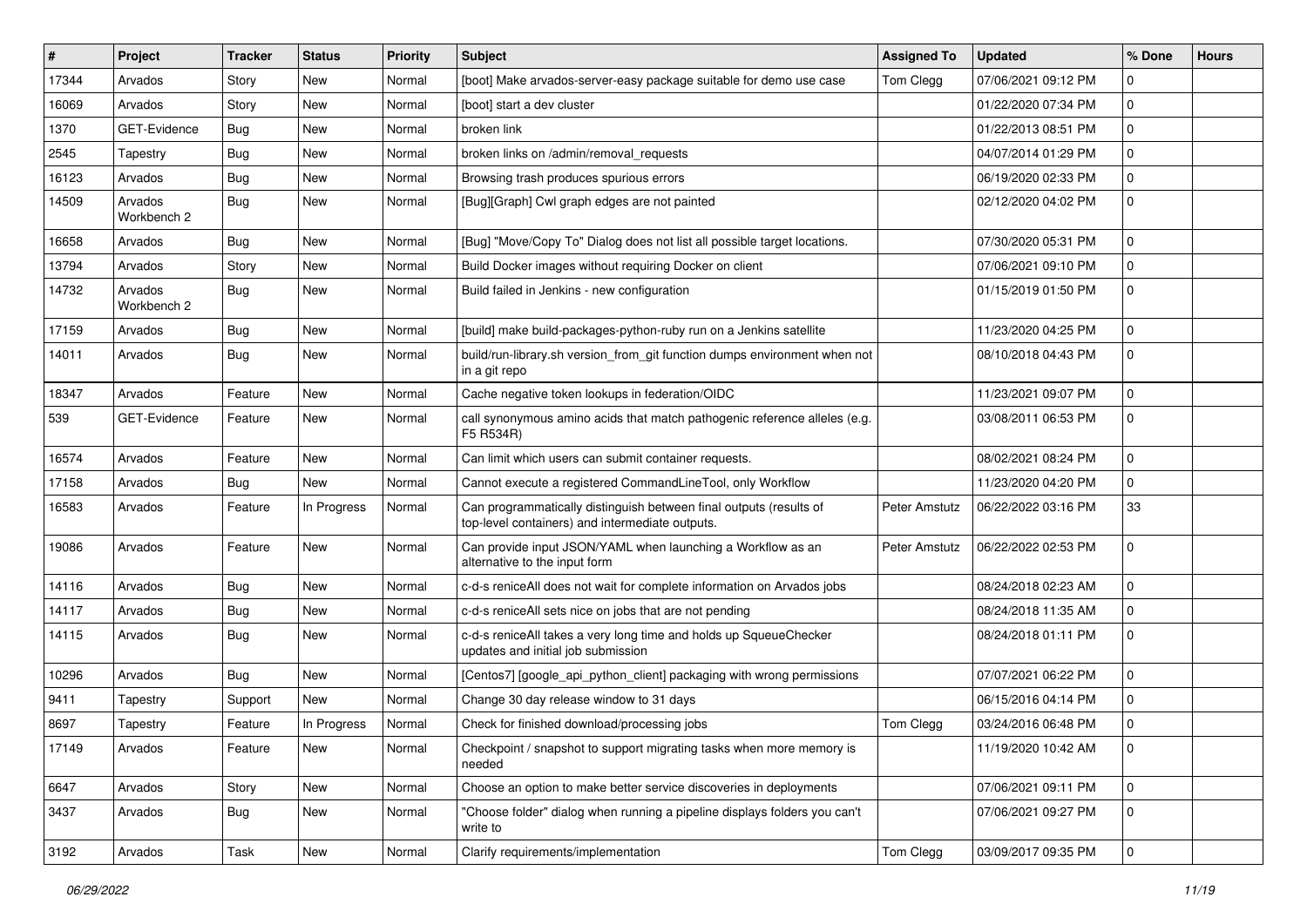| # | Project | Tracker | Status | Priority | Subject | Assigned To | Updated | % Done | Hours |
|---|---|---|---|---|---|---|---|---|---|
| 17344 | Arvados | Story | New | Normal | [boot] Make arvados-server-easy package suitable for demo use case | Tom Clegg | 07/06/2021 09:12 PM | 0 | |
| 16069 | Arvados | Story | New | Normal | [boot] start a dev cluster | | 01/22/2020 07:34 PM | 0 | |
| 1370 | GET-Evidence | Bug | New | Normal | broken link | | 01/22/2013 08:51 PM | 0 | |
| 2545 | Tapestry | Bug | New | Normal | broken links on /admin/removal_requests | | 04/07/2014 01:29 PM | 0 | |
| 16123 | Arvados | Bug | New | Normal | Browsing trash produces spurious errors | | 06/19/2020 02:33 PM | 0 | |
| 14509 | Arvados Workbench 2 | Bug | New | Normal | [Bug][Graph] Cwl graph edges are not painted | | 02/12/2020 04:02 PM | 0 | |
| 16658 | Arvados | Bug | New | Normal | [Bug] "Move/Copy To" Dialog does not list all possible target locations. | | 07/30/2020 05:31 PM | 0 | |
| 13794 | Arvados | Story | New | Normal | Build Docker images without requiring Docker on client | | 07/06/2021 09:10 PM | 0 | |
| 14732 | Arvados Workbench 2 | Bug | New | Normal | Build failed in Jenkins - new configuration | | 01/15/2019 01:50 PM | 0 | |
| 17159 | Arvados | Bug | New | Normal | [build] make build-packages-python-ruby run on a Jenkins satellite | | 11/23/2020 04:25 PM | 0 | |
| 14011 | Arvados | Bug | New | Normal | build/run-library.sh version_from_git function dumps environment when not in a git repo | | 08/10/2018 04:43 PM | 0 | |
| 18347 | Arvados | Feature | New | Normal | Cache negative token lookups in federation/OIDC | | 11/23/2021 09:07 PM | 0 | |
| 539 | GET-Evidence | Feature | New | Normal | call synonymous amino acids that match pathogenic reference alleles (e.g. F5 R534R) | | 03/08/2011 06:53 PM | 0 | |
| 16574 | Arvados | Feature | New | Normal | Can limit which users can submit container requests. | | 08/02/2021 08:24 PM | 0 | |
| 17158 | Arvados | Bug | New | Normal | Cannot execute a registered CommandLineTool, only Workflow | | 11/23/2020 04:20 PM | 0 | |
| 16583 | Arvados | Feature | In Progress | Normal | Can programmatically distinguish between final outputs (results of top-level containers) and intermediate outputs. | Peter Amstutz | 06/22/2022 03:16 PM | 33 | |
| 19086 | Arvados | Feature | New | Normal | Can provide input JSON/YAML when launching a Workflow as an alternative to the input form | Peter Amstutz | 06/22/2022 02:53 PM | 0 | |
| 14116 | Arvados | Bug | New | Normal | c-d-s reniceAll does not wait for complete information on Arvados jobs | | 08/24/2018 02:23 AM | 0 | |
| 14117 | Arvados | Bug | New | Normal | c-d-s reniceAll sets nice on jobs that are not pending | | 08/24/2018 11:35 AM | 0 | |
| 14115 | Arvados | Bug | New | Normal | c-d-s reniceAll takes a very long time and holds up SqueueChecker updates and initial job submission | | 08/24/2018 01:11 PM | 0 | |
| 10296 | Arvados | Bug | New | Normal | [Centos7] [google_api_python_client] packaging with wrong permissions | | 07/07/2021 06:22 PM | 0 | |
| 9411 | Tapestry | Support | New | Normal | Change 30 day release window to 31 days | | 06/15/2016 04:14 PM | 0 | |
| 8697 | Tapestry | Feature | In Progress | Normal | Check for finished download/processing jobs | Tom Clegg | 03/24/2016 06:48 PM | 0 | |
| 17149 | Arvados | Feature | New | Normal | Checkpoint / snapshot to support migrating tasks when more memory is needed | | 11/19/2020 10:42 AM | 0 | |
| 6647 | Arvados | Story | New | Normal | Choose an option to make better service discoveries in deployments | | 07/06/2021 09:11 PM | 0 | |
| 3437 | Arvados | Bug | New | Normal | "Choose folder" dialog when running a pipeline displays folders you can't write to | | 07/06/2021 09:27 PM | 0 | |
| 3192 | Arvados | Task | New | Normal | Clarify requirements/implementation | Tom Clegg | 03/09/2017 09:35 PM | 0 | |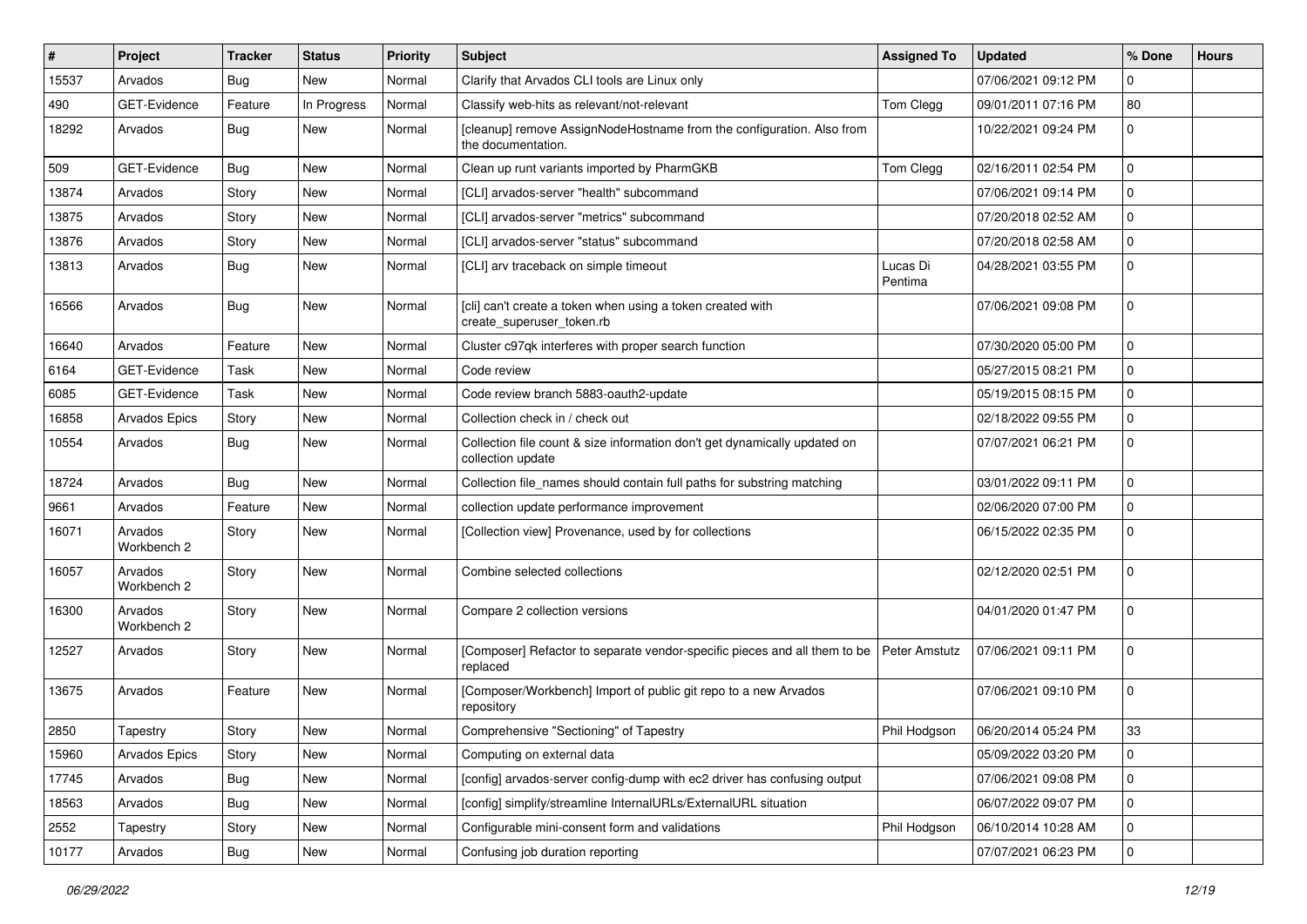| # | Project | Tracker | Status | Priority | Subject | Assigned To | Updated | % Done | Hours |
|---|---|---|---|---|---|---|---|---|---|
| 15537 | Arvados | Bug | New | Normal | Clarify that Arvados CLI tools are Linux only | | 07/06/2021 09:12 PM | 0 | |
| 490 | GET-Evidence | Feature | In Progress | Normal | Classify web-hits as relevant/not-relevant | Tom Clegg | 09/01/2011 07:16 PM | 80 | |
| 18292 | Arvados | Bug | New | Normal | [cleanup] remove AssignNodeHostname from the configuration. Also from the documentation. | | 10/22/2021 09:24 PM | 0 | |
| 509 | GET-Evidence | Bug | New | Normal | Clean up runt variants imported by PharmGKB | Tom Clegg | 02/16/2011 02:54 PM | 0 | |
| 13874 | Arvados | Story | New | Normal | [CLI] arvados-server "health" subcommand | | 07/06/2021 09:14 PM | 0 | |
| 13875 | Arvados | Story | New | Normal | [CLI] arvados-server "metrics" subcommand | | 07/20/2018 02:52 AM | 0 | |
| 13876 | Arvados | Story | New | Normal | [CLI] arvados-server "status" subcommand | | 07/20/2018 02:58 AM | 0 | |
| 13813 | Arvados | Bug | New | Normal | [CLI] arv traceback on simple timeout | Lucas Di Pentima | 04/28/2021 03:55 PM | 0 | |
| 16566 | Arvados | Bug | New | Normal | [cli] can't create a token when using a token created with create_superuser_token.rb | | 07/06/2021 09:08 PM | 0 | |
| 16640 | Arvados | Feature | New | Normal | Cluster c97qk interferes with proper search function | | 07/30/2020 05:00 PM | 0 | |
| 6164 | GET-Evidence | Task | New | Normal | Code review | | 05/27/2015 08:21 PM | 0 | |
| 6085 | GET-Evidence | Task | New | Normal | Code review branch 5883-oauth2-update | | 05/19/2015 08:15 PM | 0 | |
| 16858 | Arvados Epics | Story | New | Normal | Collection check in / check out | | 02/18/2022 09:55 PM | 0 | |
| 10554 | Arvados | Bug | New | Normal | Collection file count & size information don't get dynamically updated on collection update | | 07/07/2021 06:21 PM | 0 | |
| 18724 | Arvados | Bug | New | Normal | Collection file_names should contain full paths for substring matching | | 03/01/2022 09:11 PM | 0 | |
| 9661 | Arvados | Feature | New | Normal | collection update performance improvement | | 02/06/2020 07:00 PM | 0 | |
| 16071 | Arvados Workbench 2 | Story | New | Normal | [Collection view] Provenance, used by for collections | | 06/15/2022 02:35 PM | 0 | |
| 16057 | Arvados Workbench 2 | Story | New | Normal | Combine selected collections | | 02/12/2020 02:51 PM | 0 | |
| 16300 | Arvados Workbench 2 | Story | New | Normal | Compare 2 collection versions | | 04/01/2020 01:47 PM | 0 | |
| 12527 | Arvados | Story | New | Normal | [Composer] Refactor to separate vendor-specific pieces and all them to be replaced | Peter Amstutz | 07/06/2021 09:11 PM | 0 | |
| 13675 | Arvados | Feature | New | Normal | [Composer/Workbench] Import of public git repo to a new Arvados repository | | 07/06/2021 09:10 PM | 0 | |
| 2850 | Tapestry | Story | New | Normal | Comprehensive "Sectioning" of Tapestry | Phil Hodgson | 06/20/2014 05:24 PM | 33 | |
| 15960 | Arvados Epics | Story | New | Normal | Computing on external data | | 05/09/2022 03:20 PM | 0 | |
| 17745 | Arvados | Bug | New | Normal | [config] arvados-server config-dump with ec2 driver has confusing output | | 07/06/2021 09:08 PM | 0 | |
| 18563 | Arvados | Bug | New | Normal | [config] simplify/streamline InternalURLs/ExternalURL situation | | 06/07/2022 09:07 PM | 0 | |
| 2552 | Tapestry | Story | New | Normal | Configurable mini-consent form and validations | Phil Hodgson | 06/10/2014 10:28 AM | 0 | |
| 10177 | Arvados | Bug | New | Normal | Confusing job duration reporting | | 07/07/2021 06:23 PM | 0 | |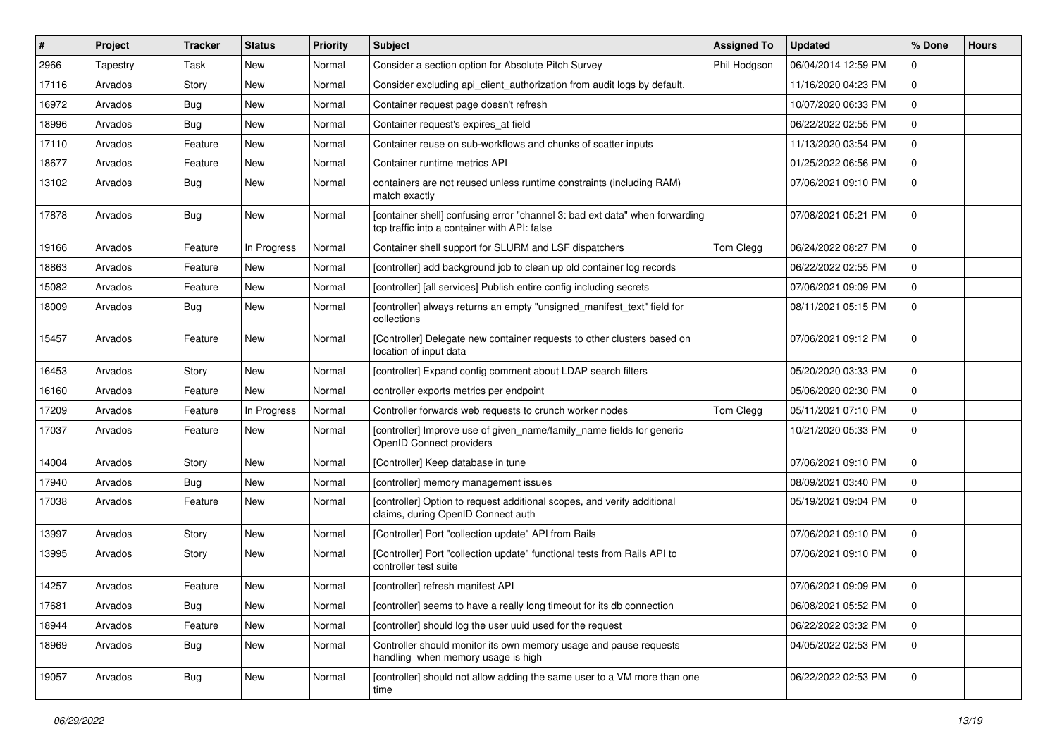| # | Project | Tracker | Status | Priority | Subject | Assigned To | Updated | % Done | Hours |
|---|---|---|---|---|---|---|---|---|---|
| 2966 | Tapestry | Task | New | Normal | Consider a section option for Absolute Pitch Survey | Phil Hodgson | 06/04/2014 12:59 PM | 0 | |
| 17116 | Arvados | Story | New | Normal | Consider excluding api_client_authorization from audit logs by default. | | 11/16/2020 04:23 PM | 0 | |
| 16972 | Arvados | Bug | New | Normal | Container request page doesn't refresh | | 10/07/2020 06:33 PM | 0 | |
| 18996 | Arvados | Bug | New | Normal | Container request's expires_at field | | 06/22/2022 02:55 PM | 0 | |
| 17110 | Arvados | Feature | New | Normal | Container reuse on sub-workflows and chunks of scatter inputs | | 11/13/2020 03:54 PM | 0 | |
| 18677 | Arvados | Feature | New | Normal | Container runtime metrics API | | 01/25/2022 06:56 PM | 0 | |
| 13102 | Arvados | Bug | New | Normal | containers are not reused unless runtime constraints (including RAM) match exactly | | 07/06/2021 09:10 PM | 0 | |
| 17878 | Arvados | Bug | New | Normal | [container shell] confusing error "channel 3: bad ext data" when forwarding tcp traffic into a container with API: false | | 07/08/2021 05:21 PM | 0 | |
| 19166 | Arvados | Feature | In Progress | Normal | Container shell support for SLURM and LSF dispatchers | Tom Clegg | 06/24/2022 08:27 PM | 0 | |
| 18863 | Arvados | Feature | New | Normal | [controller] add background job to clean up old container log records | | 06/22/2022 02:55 PM | 0 | |
| 15082 | Arvados | Feature | New | Normal | [controller] [all services] Publish entire config including secrets | | 07/06/2021 09:09 PM | 0 | |
| 18009 | Arvados | Bug | New | Normal | [controller] always returns an empty "unsigned_manifest_text" field for collections | | 08/11/2021 05:15 PM | 0 | |
| 15457 | Arvados | Feature | New | Normal | [Controller] Delegate new container requests to other clusters based on location of input data | | 07/06/2021 09:12 PM | 0 | |
| 16453 | Arvados | Story | New | Normal | [controller] Expand config comment about LDAP search filters | | 05/20/2020 03:33 PM | 0 | |
| 16160 | Arvados | Feature | New | Normal | controller exports metrics per endpoint | | 05/06/2020 02:30 PM | 0 | |
| 17209 | Arvados | Feature | In Progress | Normal | Controller forwards web requests to crunch worker nodes | Tom Clegg | 05/11/2021 07:10 PM | 0 | |
| 17037 | Arvados | Feature | New | Normal | [controller] Improve use of given_name/family_name fields for generic OpenID Connect providers | | 10/21/2020 05:33 PM | 0 | |
| 14004 | Arvados | Story | New | Normal | [Controller] Keep database in tune | | 07/06/2021 09:10 PM | 0 | |
| 17940 | Arvados | Bug | New | Normal | [controller] memory management issues | | 08/09/2021 03:40 PM | 0 | |
| 17038 | Arvados | Feature | New | Normal | [controller] Option to request additional scopes, and verify additional claims, during OpenID Connect auth | | 05/19/2021 09:04 PM | 0 | |
| 13997 | Arvados | Story | New | Normal | [Controller] Port "collection update" API from Rails | | 07/06/2021 09:10 PM | 0 | |
| 13995 | Arvados | Story | New | Normal | [Controller] Port "collection update" functional tests from Rails API to controller test suite | | 07/06/2021 09:10 PM | 0 | |
| 14257 | Arvados | Feature | New | Normal | [controller] refresh manifest API | | 07/06/2021 09:09 PM | 0 | |
| 17681 | Arvados | Bug | New | Normal | [controller] seems to have a really long timeout for its db connection | | 06/08/2021 05:52 PM | 0 | |
| 18944 | Arvados | Feature | New | Normal | [controller] should log the user uuid used for the request | | 06/22/2022 03:32 PM | 0 | |
| 18969 | Arvados | Bug | New | Normal | Controller should monitor its own memory usage and pause requests handling when memory usage is high | | 04/05/2022 02:53 PM | 0 | |
| 19057 | Arvados | Bug | New | Normal | [controller] should not allow adding the same user to a VM more than one time | | 06/22/2022 02:53 PM | 0 | |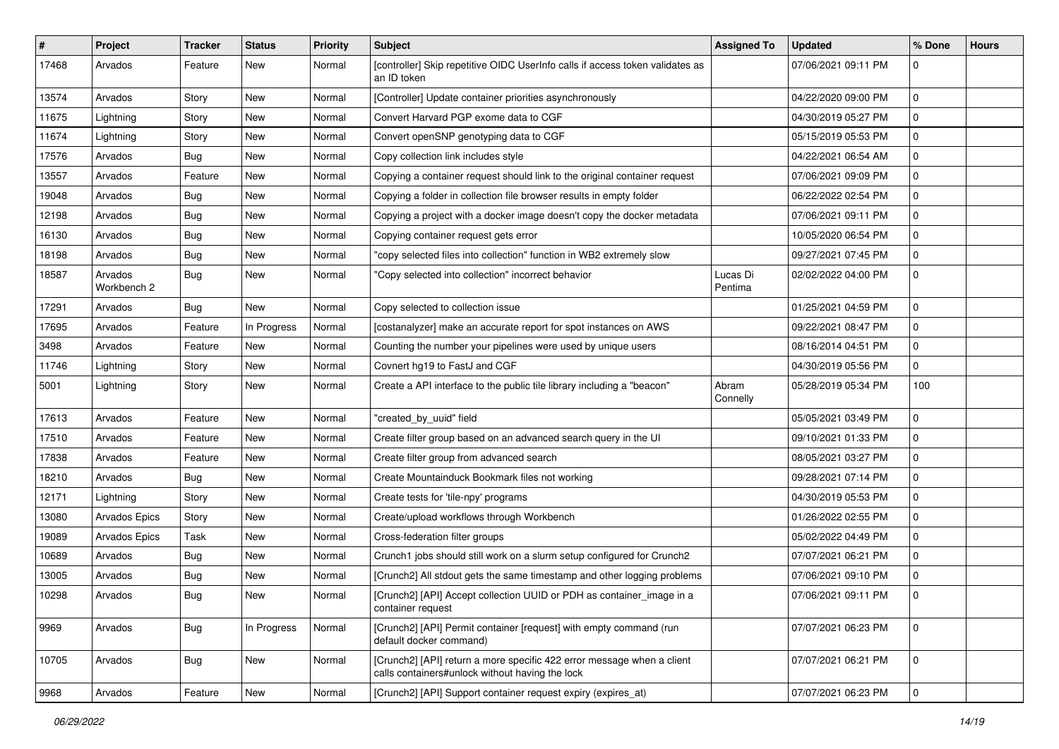| # | Project | Tracker | Status | Priority | Subject | Assigned To | Updated | % Done | Hours |
|---|---|---|---|---|---|---|---|---|---|
| 17468 | Arvados | Feature | New | Normal | [controller] Skip repetitive OIDC UserInfo calls if access token validates as an ID token | | 07/06/2021 09:11 PM | 0 | |
| 13574 | Arvados | Story | New | Normal | [Controller] Update container priorities asynchronously | | 04/22/2020 09:00 PM | 0 | |
| 11675 | Lightning | Story | New | Normal | Convert Harvard PGP exome data to CGF | | 04/30/2019 05:27 PM | 0 | |
| 11674 | Lightning | Story | New | Normal | Convert openSNP genotyping data to CGF | | 05/15/2019 05:53 PM | 0 | |
| 17576 | Arvados | Bug | New | Normal | Copy collection link includes style | | 04/22/2021 06:54 AM | 0 | |
| 13557 | Arvados | Feature | New | Normal | Copying a container request should link to the original container request | | 07/06/2021 09:09 PM | 0 | |
| 19048 | Arvados | Bug | New | Normal | Copying a folder in collection file browser results in empty folder | | 06/22/2022 02:54 PM | 0 | |
| 12198 | Arvados | Bug | New | Normal | Copying a project with a docker image doesn't copy the docker metadata | | 07/06/2021 09:11 PM | 0 | |
| 16130 | Arvados | Bug | New | Normal | Copying container request gets error | | 10/05/2020 06:54 PM | 0 | |
| 18198 | Arvados | Bug | New | Normal | "copy selected files into collection" function in WB2 extremely slow | | 09/27/2021 07:45 PM | 0 | |
| 18587 | Arvados Workbench 2 | Bug | New | Normal | "Copy selected into collection" incorrect behavior | Lucas Di Pentima | 02/02/2022 04:00 PM | 0 | |
| 17291 | Arvados | Bug | New | Normal | Copy selected to collection issue | | 01/25/2021 04:59 PM | 0 | |
| 17695 | Arvados | Feature | In Progress | Normal | [costanalyzer] make an accurate report for spot instances on AWS | | 09/22/2021 08:47 PM | 0 | |
| 3498 | Arvados | Feature | New | Normal | Counting the number your pipelines were used by unique users | | 08/16/2014 04:51 PM | 0 | |
| 11746 | Lightning | Story | New | Normal | Covnert hg19 to FastJ and CGF | | 04/30/2019 05:56 PM | 0 | |
| 5001 | Lightning | Story | New | Normal | Create a API interface to the public tile library including a "beacon" | Abram Connelly | 05/28/2019 05:34 PM | 100 | |
| 17613 | Arvados | Feature | New | Normal | "created_by_uuid" field | | 05/05/2021 03:49 PM | 0 | |
| 17510 | Arvados | Feature | New | Normal | Create filter group based on an advanced search query in the UI | | 09/10/2021 01:33 PM | 0 | |
| 17838 | Arvados | Feature | New | Normal | Create filter group from advanced search | | 08/05/2021 03:27 PM | 0 | |
| 18210 | Arvados | Bug | New | Normal | Create Mountainduck Bookmark files not working | | 09/28/2021 07:14 PM | 0 | |
| 12171 | Lightning | Story | New | Normal | Create tests for 'tile-npy' programs | | 04/30/2019 05:53 PM | 0 | |
| 13080 | Arvados Epics | Story | New | Normal | Create/upload workflows through Workbench | | 01/26/2022 02:55 PM | 0 | |
| 19089 | Arvados Epics | Task | New | Normal | Cross-federation filter groups | | 05/02/2022 04:49 PM | 0 | |
| 10689 | Arvados | Bug | New | Normal | Crunch1 jobs should still work on a slurm setup configured for Crunch2 | | 07/07/2021 06:21 PM | 0 | |
| 13005 | Arvados | Bug | New | Normal | [Crunch2] All stdout gets the same timestamp and other logging problems | | 07/06/2021 09:10 PM | 0 | |
| 10298 | Arvados | Bug | New | Normal | [Crunch2] [API] Accept collection UUID or PDH as container_image in a container request | | 07/06/2021 09:11 PM | 0 | |
| 9969 | Arvados | Bug | In Progress | Normal | [Crunch2] [API] Permit container [request] with empty command (run default docker command) | | 07/07/2021 06:23 PM | 0 | |
| 10705 | Arvados | Bug | New | Normal | [Crunch2] [API] return a more specific 422 error message when a client calls containers#unlock without having the lock | | 07/07/2021 06:21 PM | 0 | |
| 9968 | Arvados | Feature | New | Normal | [Crunch2] [API] Support container request expiry (expires_at) | | 07/07/2021 06:23 PM | 0 | |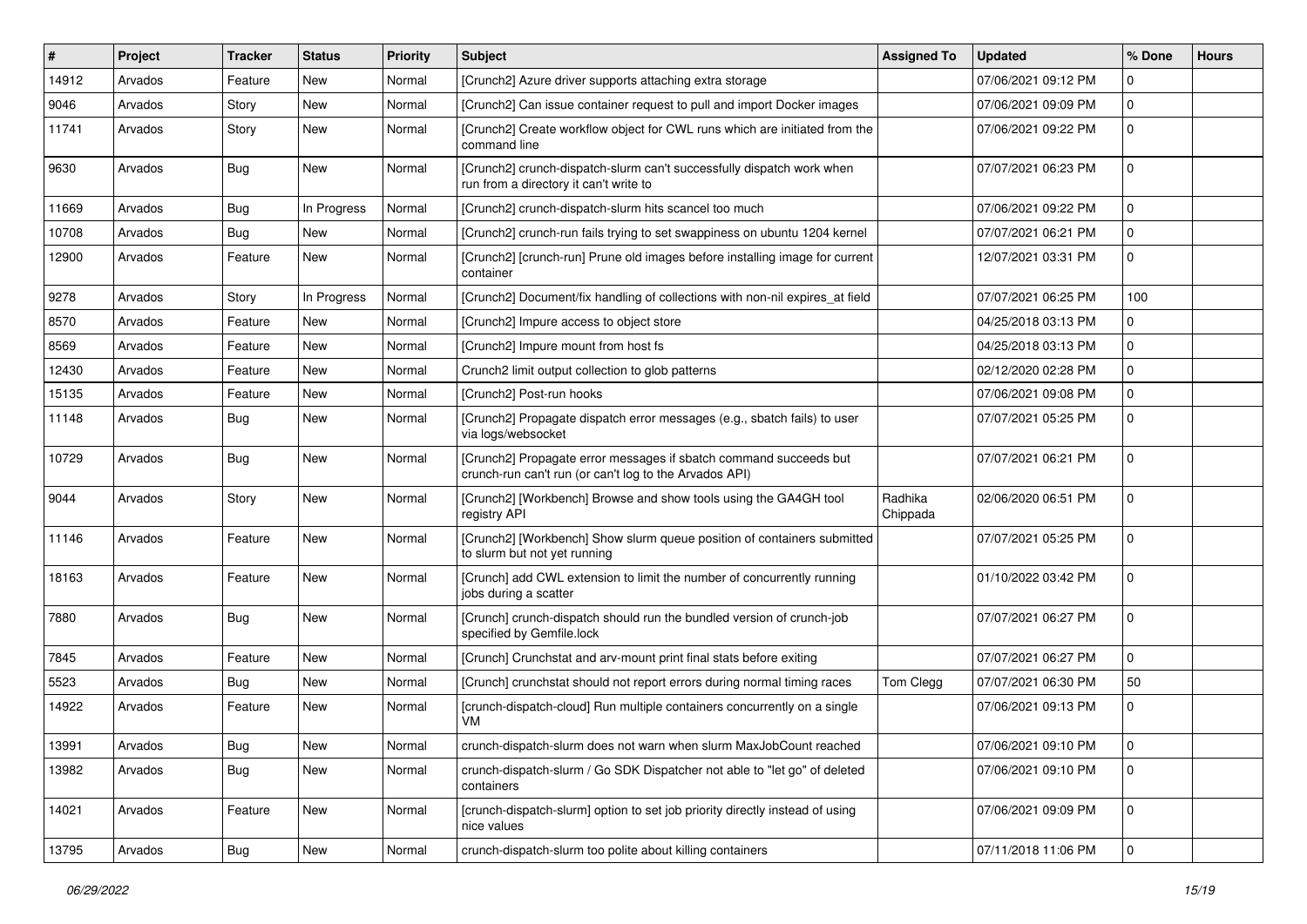| # | Project | Tracker | Status | Priority | Subject | Assigned To | Updated | % Done | Hours |
|---|---|---|---|---|---|---|---|---|---|
| 14912 | Arvados | Feature | New | Normal | [Crunch2] Azure driver supports attaching extra storage | | 07/06/2021 09:12 PM | 0 | |
| 9046 | Arvados | Story | New | Normal | [Crunch2] Can issue container request to pull and import Docker images | | 07/06/2021 09:09 PM | 0 | |
| 11741 | Arvados | Story | New | Normal | [Crunch2] Create workflow object for CWL runs which are initiated from the command line | | 07/06/2021 09:22 PM | 0 | |
| 9630 | Arvados | Bug | New | Normal | [Crunch2] crunch-dispatch-slurm can't successfully dispatch work when run from a directory it can't write to | | 07/07/2021 06:23 PM | 0 | |
| 11669 | Arvados | Bug | In Progress | Normal | [Crunch2] crunch-dispatch-slurm hits scancel too much | | 07/06/2021 09:22 PM | 0 | |
| 10708 | Arvados | Bug | New | Normal | [Crunch2] crunch-run fails trying to set swappiness on ubuntu 1204 kernel | | 07/07/2021 06:21 PM | 0 | |
| 12900 | Arvados | Feature | New | Normal | [Crunch2] [crunch-run] Prune old images before installing image for current container | | 12/07/2021 03:31 PM | 0 | |
| 9278 | Arvados | Story | In Progress | Normal | [Crunch2] Document/fix handling of collections with non-nil expires_at field | | 07/07/2021 06:25 PM | 100 | |
| 8570 | Arvados | Feature | New | Normal | [Crunch2] Impure access to object store | | 04/25/2018 03:13 PM | 0 | |
| 8569 | Arvados | Feature | New | Normal | [Crunch2] Impure mount from host fs | | 04/25/2018 03:13 PM | 0 | |
| 12430 | Arvados | Feature | New | Normal | Crunch2 limit output collection to glob patterns | | 02/12/2020 02:28 PM | 0 | |
| 15135 | Arvados | Feature | New | Normal | [Crunch2] Post-run hooks | | 07/06/2021 09:08 PM | 0 | |
| 11148 | Arvados | Bug | New | Normal | [Crunch2] Propagate dispatch error messages (e.g., sbatch fails) to user via logs/websocket | | 07/07/2021 05:25 PM | 0 | |
| 10729 | Arvados | Bug | New | Normal | [Crunch2] Propagate error messages if sbatch command succeeds but crunch-run can't run (or can't log to the Arvados API) | | 07/07/2021 06:21 PM | 0 | |
| 9044 | Arvados | Story | New | Normal | [Crunch2] [Workbench] Browse and show tools using the GA4GH tool registry API | Radhika Chippada | 02/06/2020 06:51 PM | 0 | |
| 11146 | Arvados | Feature | New | Normal | [Crunch2] [Workbench] Show slurm queue position of containers submitted to slurm but not yet running | | 07/07/2021 05:25 PM | 0 | |
| 18163 | Arvados | Feature | New | Normal | [Crunch] add CWL extension to limit the number of concurrently running jobs during a scatter | | 01/10/2022 03:42 PM | 0 | |
| 7880 | Arvados | Bug | New | Normal | [Crunch] crunch-dispatch should run the bundled version of crunch-job specified by Gemfile.lock | | 07/07/2021 06:27 PM | 0 | |
| 7845 | Arvados | Feature | New | Normal | [Crunch] Crunchstat and arv-mount print final stats before exiting | | 07/07/2021 06:27 PM | 0 | |
| 5523 | Arvados | Bug | New | Normal | [Crunch] crunchstat should not report errors during normal timing races | Tom Clegg | 07/07/2021 06:30 PM | 50 | |
| 14922 | Arvados | Feature | New | Normal | [crunch-dispatch-cloud] Run multiple containers concurrently on a single VM | | 07/06/2021 09:13 PM | 0 | |
| 13991 | Arvados | Bug | New | Normal | crunch-dispatch-slurm does not warn when slurm MaxJobCount reached | | 07/06/2021 09:10 PM | 0 | |
| 13982 | Arvados | Bug | New | Normal | crunch-dispatch-slurm / Go SDK Dispatcher not able to "let go" of deleted containers | | 07/06/2021 09:10 PM | 0 | |
| 14021 | Arvados | Feature | New | Normal | [crunch-dispatch-slurm] option to set job priority directly instead of using nice values | | 07/06/2021 09:09 PM | 0 | |
| 13795 | Arvados | Bug | New | Normal | crunch-dispatch-slurm too polite about killing containers | | 07/11/2018 11:06 PM | 0 | |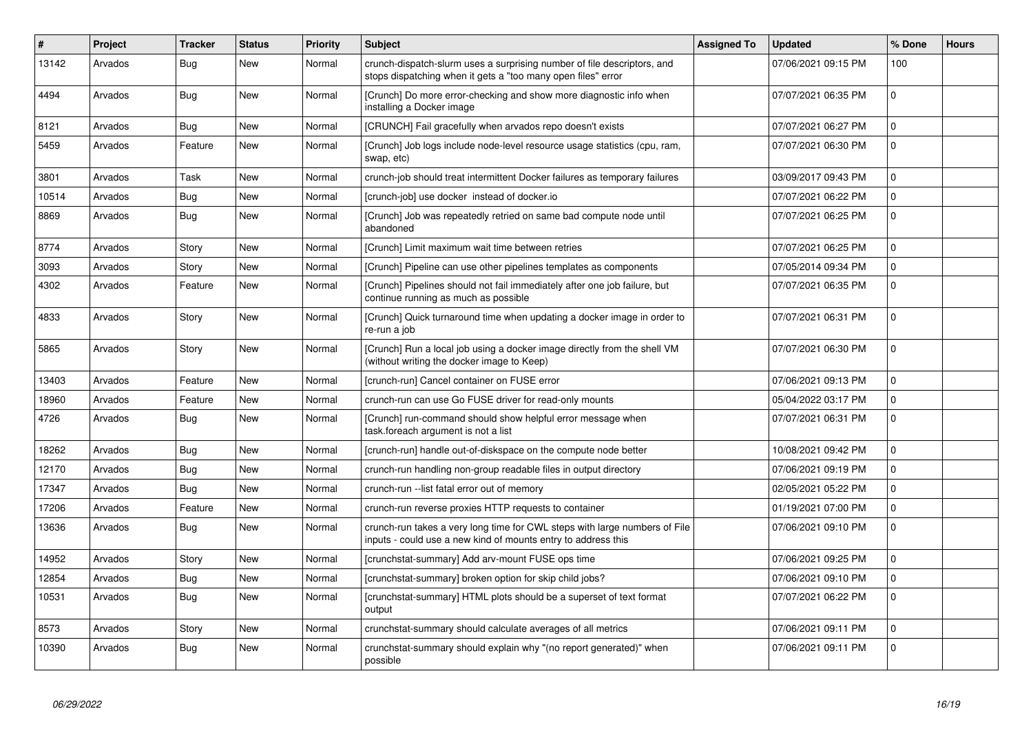| # | Project | Tracker | Status | Priority | Subject | Assigned To | Updated | % Done | Hours |
|---|---|---|---|---|---|---|---|---|---|
| 13142 | Arvados | Bug | New | Normal | crunch-dispatch-slurm uses a surprising number of file descriptors, and stops dispatching when it gets a "too many open files" error | | 07/06/2021 09:15 PM | 100 | |
| 4494 | Arvados | Bug | New | Normal | [Crunch] Do more error-checking and show more diagnostic info when installing a Docker image | | 07/07/2021 06:35 PM | 0 | |
| 8121 | Arvados | Bug | New | Normal | [CRUNCH] Fail gracefully when arvados repo doesn't exists | | 07/07/2021 06:27 PM | 0 | |
| 5459 | Arvados | Feature | New | Normal | [Crunch] Job logs include node-level resource usage statistics (cpu, ram, swap, etc) | | 07/07/2021 06:30 PM | 0 | |
| 3801 | Arvados | Task | New | Normal | crunch-job should treat intermittent Docker failures as temporary failures | | 03/09/2017 09:43 PM | 0 | |
| 10514 | Arvados | Bug | New | Normal | [crunch-job] use docker instead of docker.io | | 07/07/2021 06:22 PM | 0 | |
| 8869 | Arvados | Bug | New | Normal | [Crunch] Job was repeatedly retried on same bad compute node until abandoned | | 07/07/2021 06:25 PM | 0 | |
| 8774 | Arvados | Story | New | Normal | [Crunch] Limit maximum wait time between retries | | 07/07/2021 06:25 PM | 0 | |
| 3093 | Arvados | Story | New | Normal | [Crunch] Pipeline can use other pipelines templates as components | | 07/05/2014 09:34 PM | 0 | |
| 4302 | Arvados | Feature | New | Normal | [Crunch] Pipelines should not fail immediately after one job failure, but continue running as much as possible | | 07/07/2021 06:35 PM | 0 | |
| 4833 | Arvados | Story | New | Normal | [Crunch] Quick turnaround time when updating a docker image in order to re-run a job | | 07/07/2021 06:31 PM | 0 | |
| 5865 | Arvados | Story | New | Normal | [Crunch] Run a local job using a docker image directly from the shell VM (without writing the docker image to Keep) | | 07/07/2021 06:30 PM | 0 | |
| 13403 | Arvados | Feature | New | Normal | [crunch-run] Cancel container on FUSE error | | 07/06/2021 09:13 PM | 0 | |
| 18960 | Arvados | Feature | New | Normal | crunch-run can use Go FUSE driver for read-only mounts | | 05/04/2022 03:17 PM | 0 | |
| 4726 | Arvados | Bug | New | Normal | [Crunch] run-command should show helpful error message when task.foreach argument is not a list | | 07/07/2021 06:31 PM | 0 | |
| 18262 | Arvados | Bug | New | Normal | [crunch-run] handle out-of-diskspace on the compute node better | | 10/08/2021 09:42 PM | 0 | |
| 12170 | Arvados | Bug | New | Normal | crunch-run handling non-group readable files in output directory | | 07/06/2021 09:19 PM | 0 | |
| 17347 | Arvados | Bug | New | Normal | crunch-run --list fatal error out of memory | | 02/05/2021 05:22 PM | 0 | |
| 17206 | Arvados | Feature | New | Normal | crunch-run reverse proxies HTTP requests to container | | 01/19/2021 07:00 PM | 0 | |
| 13636 | Arvados | Bug | New | Normal | crunch-run takes a very long time for CWL steps with large numbers of File inputs - could use a new kind of mounts entry to address this | | 07/06/2021 09:10 PM | 0 | |
| 14952 | Arvados | Story | New | Normal | [crunchstat-summary] Add arv-mount FUSE ops time | | 07/06/2021 09:25 PM | 0 | |
| 12854 | Arvados | Bug | New | Normal | [crunchstat-summary] broken option for skip child jobs? | | 07/06/2021 09:10 PM | 0 | |
| 10531 | Arvados | Bug | New | Normal | [crunchstat-summary] HTML plots should be a superset of text format output | | 07/07/2021 06:22 PM | 0 | |
| 8573 | Arvados | Story | New | Normal | crunchstat-summary should calculate averages of all metrics | | 07/06/2021 09:11 PM | 0 | |
| 10390 | Arvados | Bug | New | Normal | crunchstat-summary should explain why "(no report generated)" when possible | | 07/06/2021 09:11 PM | 0 | |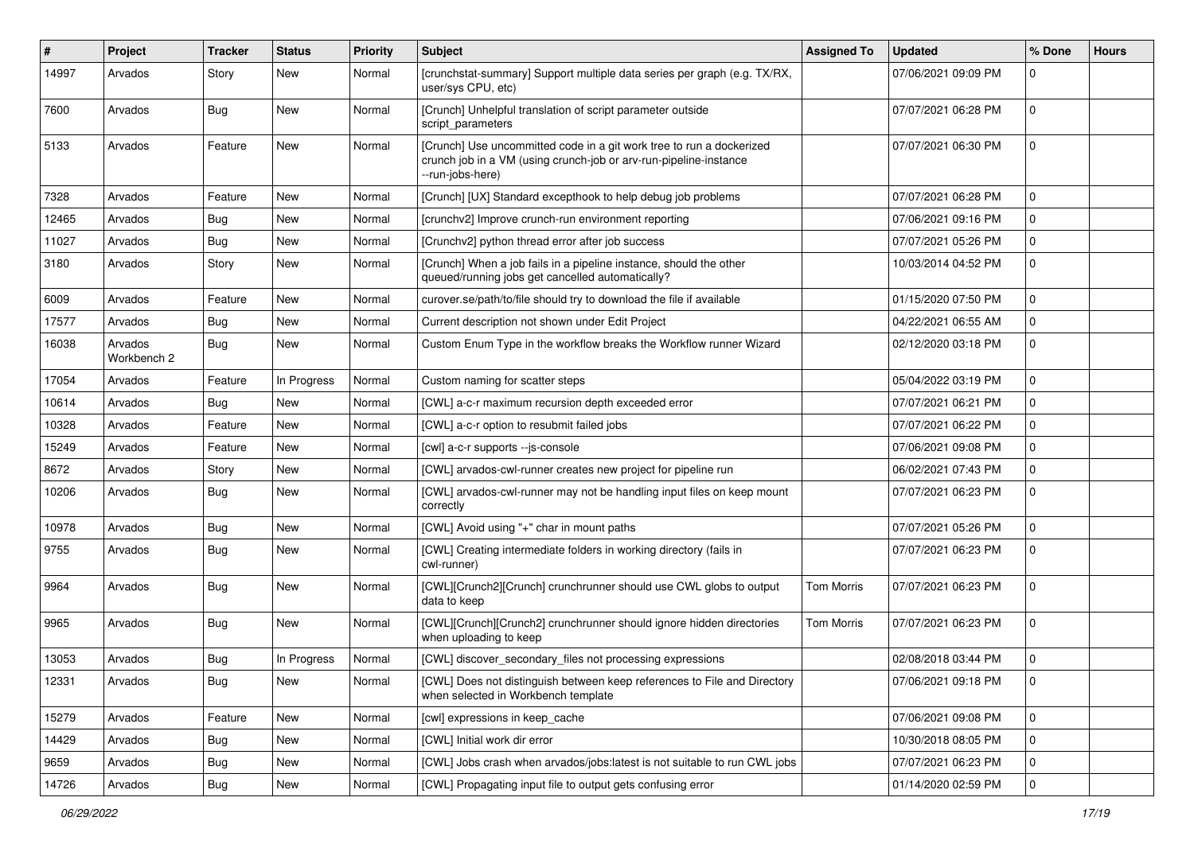| # | Project | Tracker | Status | Priority | Subject | Assigned To | Updated | % Done | Hours |
|---|---|---|---|---|---|---|---|---|---|
| 14997 | Arvados | Story | New | Normal | [crunchstat-summary] Support multiple data series per graph (e.g. TX/RX, user/sys CPU, etc) | | 07/06/2021 09:09 PM | 0 | |
| 7600 | Arvados | Bug | New | Normal | [Crunch] Unhelpful translation of script parameter outside script_parameters | | 07/07/2021 06:28 PM | 0 | |
| 5133 | Arvados | Feature | New | Normal | [Crunch] Use uncommitted code in a git work tree to run a dockerized crunch job in a VM (using crunch-job or arv-run-pipeline-instance --run-jobs-here) | | 07/07/2021 06:30 PM | 0 | |
| 7328 | Arvados | Feature | New | Normal | [Crunch] [UX] Standard excepthook to help debug job problems | | 07/07/2021 06:28 PM | 0 | |
| 12465 | Arvados | Bug | New | Normal | [crunchv2] Improve crunch-run environment reporting | | 07/06/2021 09:16 PM | 0 | |
| 11027 | Arvados | Bug | New | Normal | [Crunchv2] python thread error after job success | | 07/07/2021 05:26 PM | 0 | |
| 3180 | Arvados | Story | New | Normal | [Crunch] When a job fails in a pipeline instance, should the other queued/running jobs get cancelled automatically? | | 10/03/2014 04:52 PM | 0 | |
| 6009 | Arvados | Feature | New | Normal | curover.se/path/to/file should try to download the file if available | | 01/15/2020 07:50 PM | 0 | |
| 17577 | Arvados | Bug | New | Normal | Current description not shown under Edit Project | | 04/22/2021 06:55 AM | 0 | |
| 16038 | Arvados Workbench 2 | Bug | New | Normal | Custom Enum Type in the workflow breaks the Workflow runner Wizard | | 02/12/2020 03:18 PM | 0 | |
| 17054 | Arvados | Feature | In Progress | Normal | Custom naming for scatter steps | | 05/04/2022 03:19 PM | 0 | |
| 10614 | Arvados | Bug | New | Normal | [CWL] a-c-r maximum recursion depth exceeded error | | 07/07/2021 06:21 PM | 0 | |
| 10328 | Arvados | Feature | New | Normal | [CWL] a-c-r option to resubmit failed jobs | | 07/07/2021 06:22 PM | 0 | |
| 15249 | Arvados | Feature | New | Normal | [cwl] a-c-r supports --js-console | | 07/06/2021 09:08 PM | 0 | |
| 8672 | Arvados | Story | New | Normal | [CWL] arvados-cwl-runner creates new project for pipeline run | | 06/02/2021 07:43 PM | 0 | |
| 10206 | Arvados | Bug | New | Normal | [CWL] arvados-cwl-runner may not be handling input files on keep mount correctly | | 07/07/2021 06:23 PM | 0 | |
| 10978 | Arvados | Bug | New | Normal | [CWL] Avoid using "+" char in mount paths | | 07/07/2021 05:26 PM | 0 | |
| 9755 | Arvados | Bug | New | Normal | [CWL] Creating intermediate folders in working directory (fails in cwl-runner) | | 07/07/2021 06:23 PM | 0 | |
| 9964 | Arvados | Bug | New | Normal | [CWL][Crunch2][Crunch] crunchrunner should use CWL globs to output data to keep | Tom Morris | 07/07/2021 06:23 PM | 0 | |
| 9965 | Arvados | Bug | New | Normal | [CWL][Crunch][Crunch2] crunchrunner should ignore hidden directories when uploading to keep | Tom Morris | 07/07/2021 06:23 PM | 0 | |
| 13053 | Arvados | Bug | In Progress | Normal | [CWL] discover_secondary_files not processing expressions | | 02/08/2018 03:44 PM | 0 | |
| 12331 | Arvados | Bug | New | Normal | [CWL] Does not distinguish between keep references to File and Directory when selected in Workbench template | | 07/06/2021 09:18 PM | 0 | |
| 15279 | Arvados | Feature | New | Normal | [cwl] expressions in keep_cache | | 07/06/2021 09:08 PM | 0 | |
| 14429 | Arvados | Bug | New | Normal | [CWL] Initial work dir error | | 10/30/2018 08:05 PM | 0 | |
| 9659 | Arvados | Bug | New | Normal | [CWL] Jobs crash when arvados/jobs:latest is not suitable to run CWL jobs | | 07/07/2021 06:23 PM | 0 | |
| 14726 | Arvados | Bug | New | Normal | [CWL] Propagating input file to output gets confusing error | | 01/14/2020 02:59 PM | 0 | |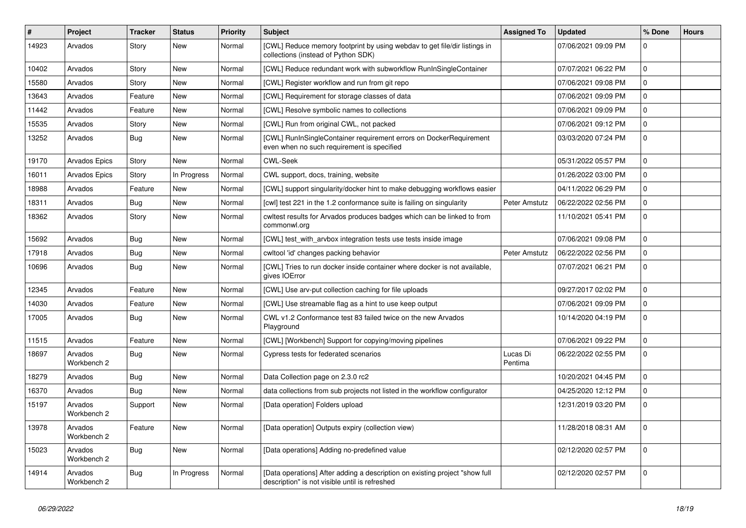| # | Project | Tracker | Status | Priority | Subject | Assigned To | Updated | % Done | Hours |
|---|---|---|---|---|---|---|---|---|---|
| 14923 | Arvados | Story | New | Normal | [CWL] Reduce memory footprint by using webdav to get file/dir listings in collections (instead of Python SDK) | | 07/06/2021 09:09 PM | 0 | |
| 10402 | Arvados | Story | New | Normal | [CWL] Reduce redundant work with subworkflow RunInSingleContainer | | 07/07/2021 06:22 PM | 0 | |
| 15580 | Arvados | Story | New | Normal | [CWL] Register workflow and run from git repo | | 07/06/2021 09:08 PM | 0 | |
| 13643 | Arvados | Feature | New | Normal | [CWL] Requirement for storage classes of data | | 07/06/2021 09:09 PM | 0 | |
| 11442 | Arvados | Feature | New | Normal | [CWL] Resolve symbolic names to collections | | 07/06/2021 09:09 PM | 0 | |
| 15535 | Arvados | Story | New | Normal | [CWL] Run from original CWL, not packed | | 07/06/2021 09:12 PM | 0 | |
| 13252 | Arvados | Bug | New | Normal | [CWL] RunInSingleContainer requirement errors on DockerRequirement even when no such requirement is specified | | 03/03/2020 07:24 PM | 0 | |
| 19170 | Arvados Epics | Story | New | Normal | CWL-Seek | | 05/31/2022 05:57 PM | 0 | |
| 16011 | Arvados Epics | Story | In Progress | Normal | CWL support, docs, training, website | | 01/26/2022 03:00 PM | 0 | |
| 18988 | Arvados | Feature | New | Normal | [CWL] support singularity/docker hint to make debugging workflows easier | | 04/11/2022 06:29 PM | 0 | |
| 18311 | Arvados | Bug | New | Normal | [cwl] test 221 in the 1.2 conformance suite is failing on singularity | Peter Amstutz | 06/22/2022 02:56 PM | 0 | |
| 18362 | Arvados | Story | New | Normal | cwltest results for Arvados produces badges which can be linked to from commonwl.org | | 11/10/2021 05:41 PM | 0 | |
| 15692 | Arvados | Bug | New | Normal | [CWL] test_with_arvbox integration tests use tests inside image | | 07/06/2021 09:08 PM | 0 | |
| 17918 | Arvados | Bug | New | Normal | cwltool 'id' changes packing behavior | Peter Amstutz | 06/22/2022 02:56 PM | 0 | |
| 10696 | Arvados | Bug | New | Normal | [CWL] Tries to run docker inside container where docker is not available, gives IOError | | 07/07/2021 06:21 PM | 0 | |
| 12345 | Arvados | Feature | New | Normal | [CWL] Use arv-put collection caching for file uploads | | 09/27/2017 02:02 PM | 0 | |
| 14030 | Arvados | Feature | New | Normal | [CWL] Use streamable flag as a hint to use keep output | | 07/06/2021 09:09 PM | 0 | |
| 17005 | Arvados | Bug | New | Normal | CWL v1.2 Conformance test 83 failed twice on the new Arvados Playground | | 10/14/2020 04:19 PM | 0 | |
| 11515 | Arvados | Feature | New | Normal | [CWL] [Workbench] Support for copying/moving pipelines | | 07/06/2021 09:22 PM | 0 | |
| 18697 | Arvados Workbench 2 | Bug | New | Normal | Cypress tests for federated scenarios | Lucas Di Pentima | 06/22/2022 02:55 PM | 0 | |
| 18279 | Arvados | Bug | New | Normal | Data Collection page on 2.3.0 rc2 | | 10/20/2021 04:45 PM | 0 | |
| 16370 | Arvados | Bug | New | Normal | data collections from sub projects not listed in the workflow configurator | | 04/25/2020 12:12 PM | 0 | |
| 15197 | Arvados Workbench 2 | Support | New | Normal | [Data operation] Folders upload | | 12/31/2019 03:20 PM | 0 | |
| 13978 | Arvados Workbench 2 | Feature | New | Normal | [Data operation] Outputs expiry (collection view) | | 11/28/2018 08:31 AM | 0 | |
| 15023 | Arvados Workbench 2 | Bug | New | Normal | [Data operations] Adding no-predefined value | | 02/12/2020 02:57 PM | 0 | |
| 14914 | Arvados Workbench 2 | Bug | In Progress | Normal | [Data operations] After adding a description on existing project "show full description" is not visible until is refreshed | | 02/12/2020 02:57 PM | 0 | |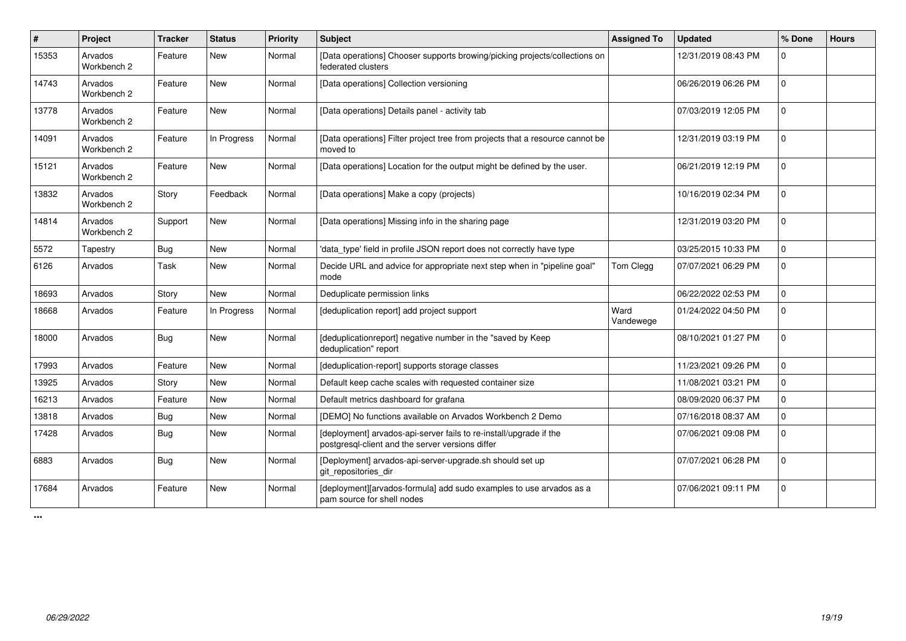| # | Project | Tracker | Status | Priority | Subject | Assigned To | Updated | % Done | Hours |
|---|---|---|---|---|---|---|---|---|---|
| 15353 | Arvados Workbench 2 | Feature | New | Normal | [Data operations] Chooser supports browing/picking projects/collections on federated clusters | | 12/31/2019 08:43 PM | 0 | |
| 14743 | Arvados Workbench 2 | Feature | New | Normal | [Data operations] Collection versioning | | 06/26/2019 06:26 PM | 0 | |
| 13778 | Arvados Workbench 2 | Feature | New | Normal | [Data operations] Details panel - activity tab | | 07/03/2019 12:05 PM | 0 | |
| 14091 | Arvados Workbench 2 | Feature | In Progress | Normal | [Data operations] Filter project tree from projects that a resource cannot be moved to | | 12/31/2019 03:19 PM | 0 | |
| 15121 | Arvados Workbench 2 | Feature | New | Normal | [Data operations] Location for the output might be defined by the user. | | 06/21/2019 12:19 PM | 0 | |
| 13832 | Arvados Workbench 2 | Story | Feedback | Normal | [Data operations] Make a copy (projects) | | 10/16/2019 02:34 PM | 0 | |
| 14814 | Arvados Workbench 2 | Support | New | Normal | [Data operations] Missing info in the sharing page | | 12/31/2019 03:20 PM | 0 | |
| 5572 | Tapestry | Bug | New | Normal | 'data_type' field in profile JSON report does not correctly have type | | 03/25/2015 10:33 PM | 0 | |
| 6126 | Arvados | Task | New | Normal | Decide URL and advice for appropriate next step when in "pipeline goal" mode | Tom Clegg | 07/07/2021 06:29 PM | 0 | |
| 18693 | Arvados | Story | New | Normal | Deduplicate permission links | | 06/22/2022 02:53 PM | 0 | |
| 18668 | Arvados | Feature | In Progress | Normal | [deduplication report] add project support | Ward Vandewege | 01/24/2022 04:50 PM | 0 | |
| 18000 | Arvados | Bug | New | Normal | [deduplicationreport] negative number in the "saved by Keep deduplication" report | | 08/10/2021 01:27 PM | 0 | |
| 17993 | Arvados | Feature | New | Normal | [deduplication-report] supports storage classes | | 11/23/2021 09:26 PM | 0 | |
| 13925 | Arvados | Story | New | Normal | Default keep cache scales with requested container size | | 11/08/2021 03:21 PM | 0 | |
| 16213 | Arvados | Feature | New | Normal | Default metrics dashboard for grafana | | 08/09/2020 06:37 PM | 0 | |
| 13818 | Arvados | Bug | New | Normal | [DEMO] No functions available on Arvados Workbench 2 Demo | | 07/16/2018 08:37 AM | 0 | |
| 17428 | Arvados | Bug | New | Normal | [deployment] arvados-api-server fails to re-install/upgrade if the postgresql-client and the server versions differ | | 07/06/2021 09:08 PM | 0 | |
| 6883 | Arvados | Bug | New | Normal | [Deployment] arvados-api-server-upgrade.sh should set up git_repositories_dir | | 07/07/2021 06:28 PM | 0 | |
| 17684 | Arvados | Feature | New | Normal | [deployment][arvados-formula] add sudo examples to use arvados as a pam source for shell nodes | | 07/06/2021 09:11 PM | 0 | |

...